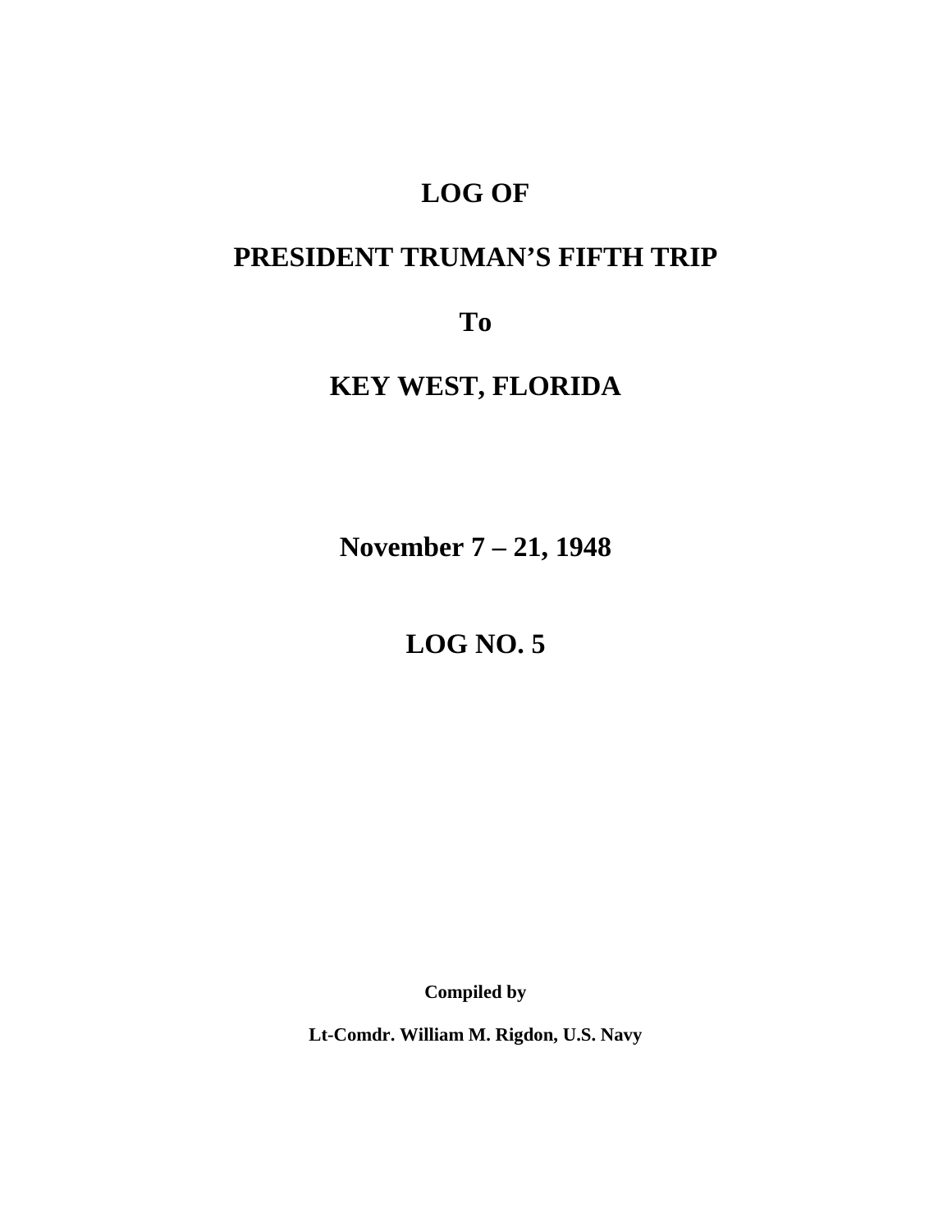# LOG OF

# PRESIDENT TRUMAN'S FIFTH TRIP

# To

# KEY WEST, FLORIDA

## November 7 – 21, 1948

## LOG NO. 5

**Compiled by**

**Lt-Comdr. William M. Rigdon, U.S. Navy**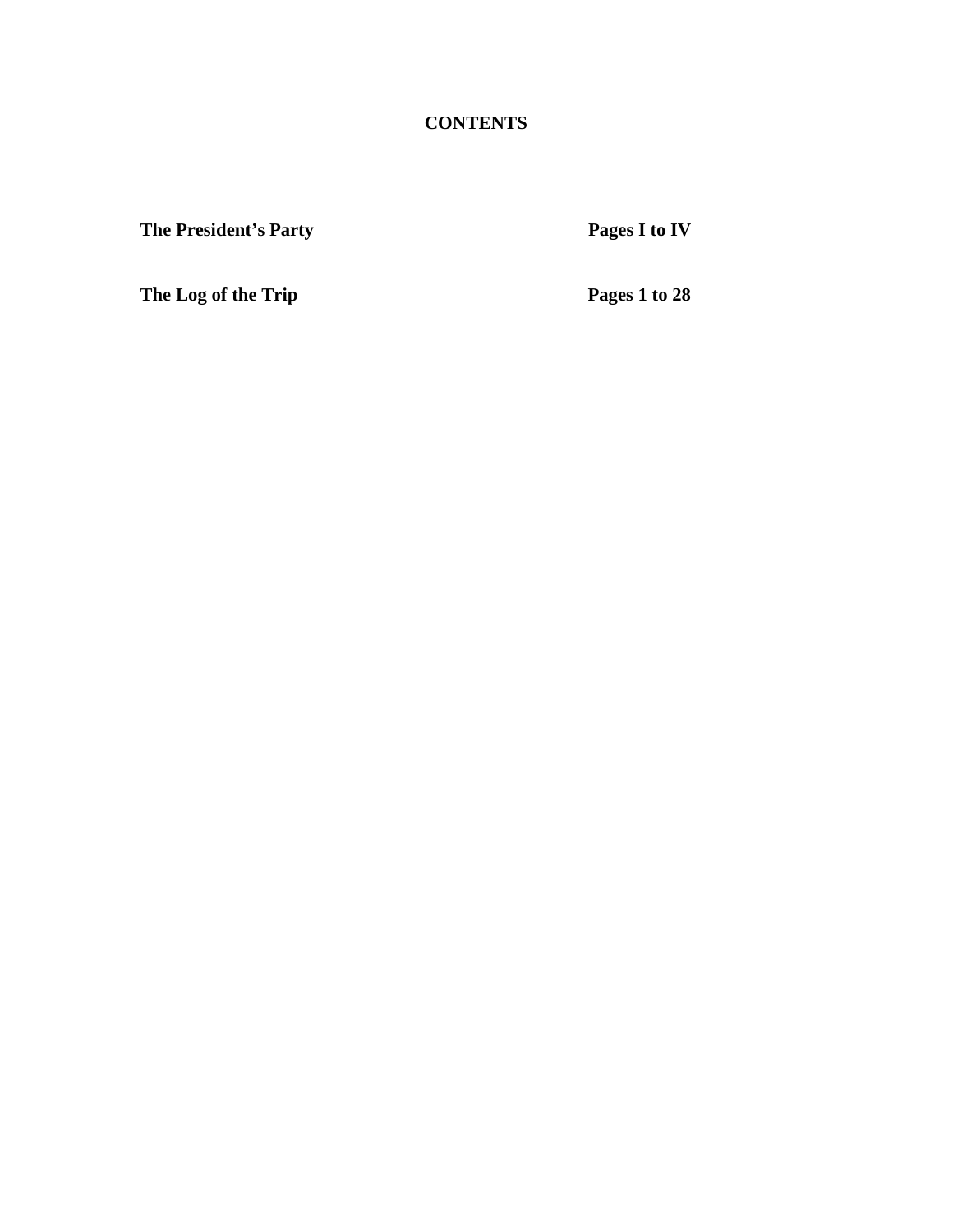# CONTENTS

| | |
|---|---|
| **The President's Party** | **Pages I to IV** |
| **The Log of the Trip** | **Pages 1 to 28** |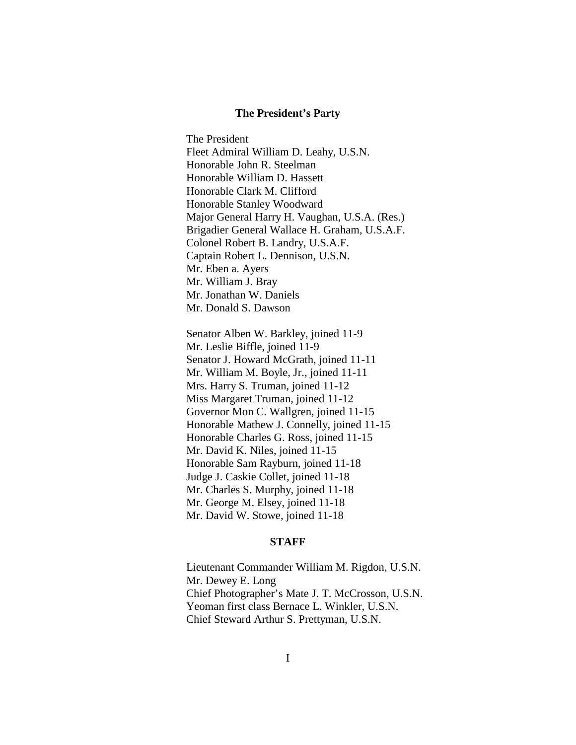## The President's Party

The President
Fleet Admiral William D. Leahy, U.S.N.
Honorable John R. Steelman
Honorable William D. Hassett
Honorable Clark M. Clifford
Honorable Stanley Woodward
Major General Harry H. Vaughan, U.S.A. (Res.)
Brigadier General Wallace H. Graham, U.S.A.F.
Colonel Robert B. Landry, U.S.A.F.
Captain Robert L. Dennison, U.S.N.
Mr. Eben a. Ayers
Mr. William J. Bray
Mr. Jonathan W. Daniels
Mr. Donald S. Dawson

Senator Alben W. Barkley, joined 11-9
Mr. Leslie Biffle, joined 11-9
Senator J. Howard McGrath, joined 11-11
Mr. William M. Boyle, Jr., joined 11-11
Mrs. Harry S. Truman, joined 11-12
Miss Margaret Truman, joined 11-12
Governor Mon C. Wallgren, joined 11-15
Honorable Mathew J. Connelly, joined 11-15
Honorable Charles G. Ross, joined 11-15
Mr. David K. Niles, joined 11-15
Honorable Sam Rayburn, joined 11-18
Judge J. Caskie Collet, joined 11-18
Mr. Charles S. Murphy, joined 11-18
Mr. George M. Elsey, joined 11-18
Mr. David W. Stowe, joined 11-18

## STAFF

Lieutenant Commander William M. Rigdon, U.S.N.
Mr. Dewey E. Long
Chief Photographer's Mate J. T. McCrosson, U.S.N.
Yeoman first class Bernace L. Winkler, U.S.N.
Chief Steward Arthur S. Prettyman, U.S.N.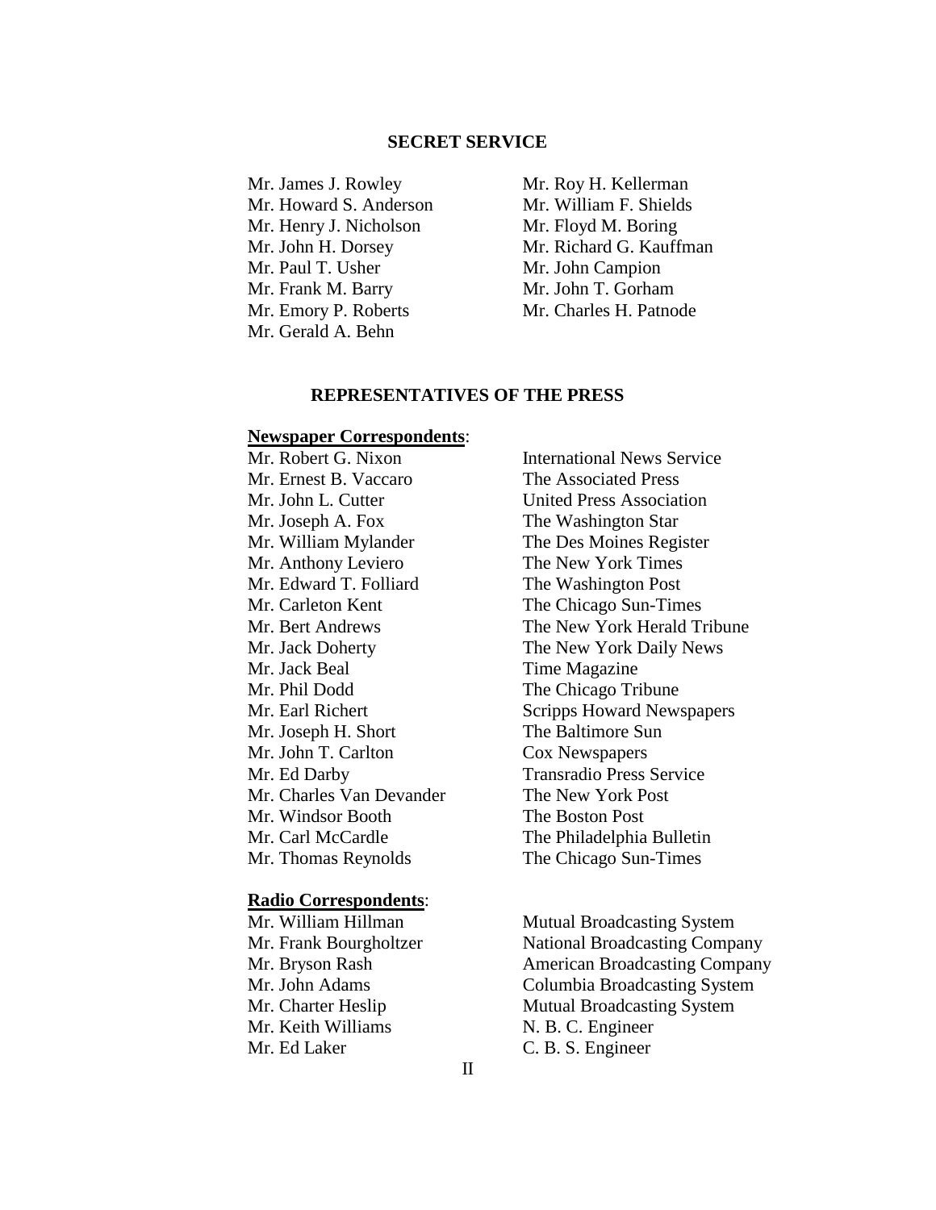## SECRET SERVICE

Mr. James J. Rowley
Mr. Howard S. Anderson
Mr. Henry J. Nicholson
Mr. John H. Dorsey
Mr. Paul T. Usher
Mr. Frank M. Barry
Mr. Emory P. Roberts
Mr. Gerald A. Behn
Mr. Roy H. Kellerman
Mr. William F. Shields
Mr. Floyd M. Boring
Mr. Richard G. Kauffman
Mr. John Campion
Mr. John T. Gorham
Mr. Charles H. Patnode

## REPRESENTATIVES OF THE PRESS

**Newspaper Correspondents**:

| | |
|---|---|
| Mr. Robert G. Nixon | International News Service |
| Mr. Ernest B. Vaccaro | The Associated Press |
| Mr. John L. Cutter | United Press Association |
| Mr. Joseph A. Fox | The Washington Star |
| Mr. William Mylander | The Des Moines Register |
| Mr. Anthony Leviero | The New York Times |
| Mr. Edward T. Folliard | The Washington Post |
| Mr. Carleton Kent | The Chicago Sun-Times |
| Mr. Bert Andrews | The New York Herald Tribune |
| Mr. Jack Doherty | The New York Daily News |
| Mr. Jack Beal | Time Magazine |
| Mr. Phil Dodd | The Chicago Tribune |
| Mr. Earl Richert | Scripps Howard Newspapers |
| Mr. Joseph H. Short | The Baltimore Sun |
| Mr. John T. Carlton | Cox Newspapers |
| Mr. Ed Darby | Transradio Press Service |
| Mr. Charles Van Devander | The New York Post |
| Mr. Windsor Booth | The Boston Post |
| Mr. Carl McCardle | The Philadelphia Bulletin |
| Mr. Thomas Reynolds | The Chicago Sun-Times |

**Radio Correspondents**:

| | |
|---|---|
| Mr. William Hillman | Mutual Broadcasting System |
| Mr. Frank Bourgholtzer | National Broadcasting Company |
| Mr. Bryson Rash | American Broadcasting Company |
| Mr. John Adams | Columbia Broadcasting System |
| Mr. Charter Heslip | Mutual Broadcasting System |
| Mr. Keith Williams | N. B. C. Engineer |
| Mr. Ed Laker | C. B. S. Engineer |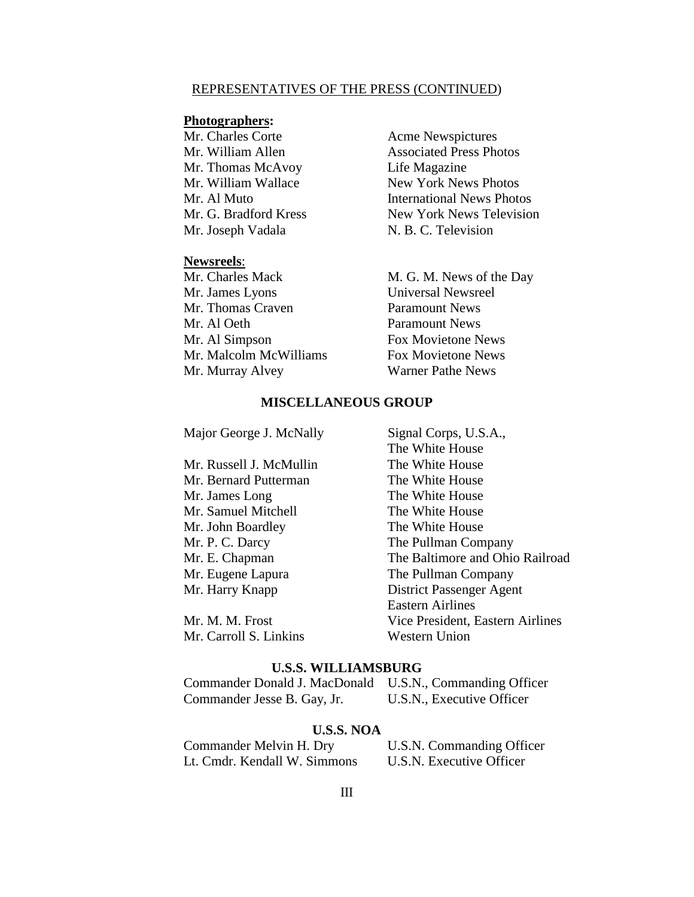## REPRESENTATIVES OF THE PRESS (CONTINUED)

**Photographers:**

| | |
|---|---|
| Mr. Charles Corte | Acme Newspictures |
| Mr. William Allen | Associated Press Photos |
| Mr. Thomas McAvoy | Life Magazine |
| Mr. William Wallace | New York News Photos |
| Mr. Al Muto | International News Photos |
| Mr. G. Bradford Kress | New York News Television |
| Mr. Joseph Vadala | N. B. C. Television |

**Newsreels**:

| | |
|---|---|
| Mr. Charles Mack | M. G. M. News of the Day |
| Mr. James Lyons | Universal Newsreel |
| Mr. Thomas Craven | Paramount News |
| Mr. Al Oeth | Paramount News |
| Mr. Al Simpson | Fox Movietone News |
| Mr. Malcolm McWilliams | Fox Movietone News |
| Mr. Murray Alvey | Warner Pathe News |

## MISCELLANEOUS GROUP

| | |
|---|---|
| Major George J. McNally | Signal Corps, U.S.A., The White House |
| Mr. Russell J. McMullin | The White House |
| Mr. Bernard Putterman | The White House |
| Mr. James Long | The White House |
| Mr. Samuel Mitchell | The White House |
| Mr. John Boardley | The White House |
| Mr. P. C. Darcy | The Pullman Company |
| Mr. E. Chapman | The Baltimore and Ohio Railroad |
| Mr. Eugene Lapura | The Pullman Company |
| Mr. Harry Knapp | District Passenger Agent Eastern Airlines |
| Mr. M. M. Frost | Vice President, Eastern Airlines |
| Mr. Carroll S. Linkins | Western Union |

## U.S.S. WILLIAMSBURG

| | |
|---|---|
| Commander Donald J. MacDonald | U.S.N., Commanding Officer |
| Commander Jesse B. Gay, Jr. | U.S.N., Executive Officer |

## U.S.S. NOA

| | |
|---|---|
| Commander Melvin H. Dry | U.S.N. Commanding Officer |
| Lt. Cmdr. Kendall W. Simmons | U.S.N. Executive Officer |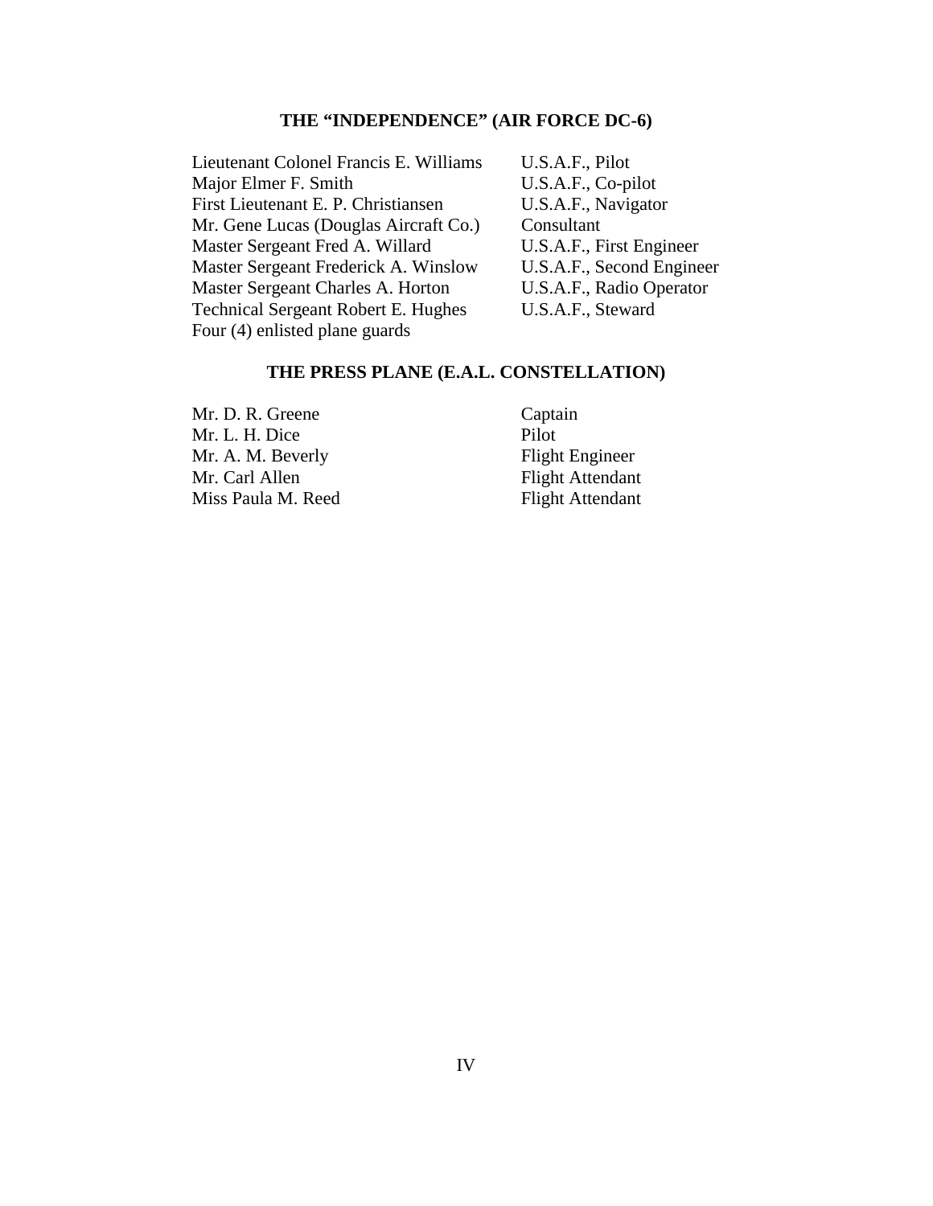## THE "INDEPENDENCE" (AIR FORCE DC-6)

| | |
|---|---|
| Lieutenant Colonel Francis E. Williams | U.S.A.F., Pilot |
| Major Elmer F. Smith | U.S.A.F., Co-pilot |
| First Lieutenant E. P. Christiansen | U.S.A.F., Navigator |
| Mr. Gene Lucas (Douglas Aircraft Co.) | Consultant |
| Master Sergeant Fred A. Willard | U.S.A.F., First Engineer |
| Master Sergeant Frederick A. Winslow | U.S.A.F., Second Engineer |
| Master Sergeant Charles A. Horton | U.S.A.F., Radio Operator |
| Technical Sergeant Robert E. Hughes | U.S.A.F., Steward |
| Four (4) enlisted plane guards | |

## THE PRESS PLANE (E.A.L. CONSTELLATION)

| | |
|---|---|
| Mr. D. R. Greene | Captain |
| Mr. L. H. Dice | Pilot |
| Mr. A. M. Beverly | Flight Engineer |
| Mr. Carl Allen | Flight Attendant |
| Miss Paula M. Reed | Flight Attendant |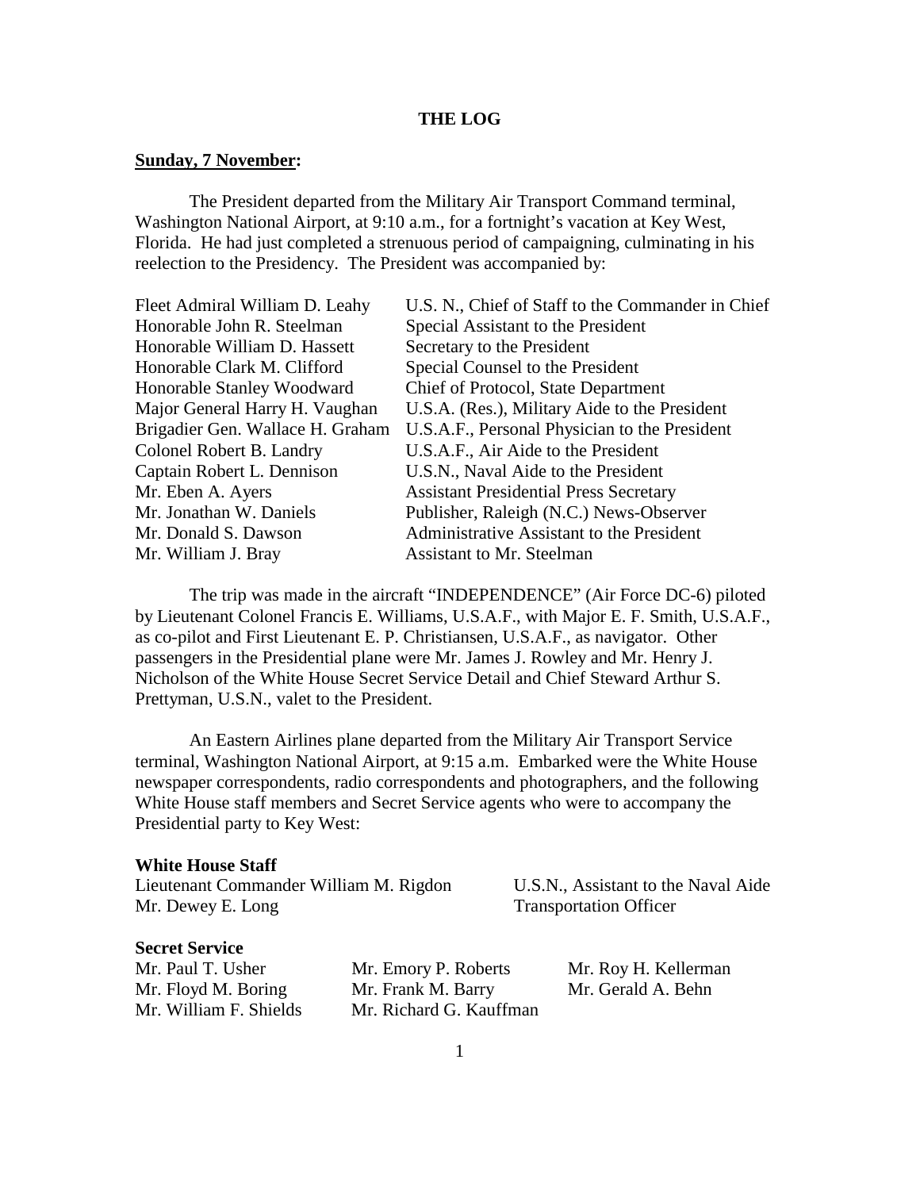# THE LOG

**Sunday, 7 November:**

The President departed from the Military Air Transport Command terminal, Washington National Airport, at 9:10 a.m., for a fortnight's vacation at Key West, Florida. He had just completed a strenuous period of campaigning, culminating in his reelection to the Presidency. The President was accompanied by:

| | |
|---|---|
| Fleet Admiral William D. Leahy | U.S. N., Chief of Staff to the Commander in Chief |
| Honorable John R. Steelman | Special Assistant to the President |
| Honorable William D. Hassett | Secretary to the President |
| Honorable Clark M. Clifford | Special Counsel to the President |
| Honorable Stanley Woodward | Chief of Protocol, State Department |
| Major General Harry H. Vaughan | U.S.A. (Res.), Military Aide to the President |
| Brigadier Gen. Wallace H. Graham | U.S.A.F., Personal Physician to the President |
| Colonel Robert B. Landry | U.S.A.F., Air Aide to the President |
| Captain Robert L. Dennison | U.S.N., Naval Aide to the President |
| Mr. Eben A. Ayers | Assistant Presidential Press Secretary |
| Mr. Jonathan W. Daniels | Publisher, Raleigh (N.C.) News-Observer |
| Mr. Donald S. Dawson | Administrative Assistant to the President |
| Mr. William J. Bray | Assistant to Mr. Steelman |

The trip was made in the aircraft "INDEPENDENCE" (Air Force DC-6) piloted by Lieutenant Colonel Francis E. Williams, U.S.A.F., with Major E. F. Smith, U.S.A.F., as co-pilot and First Lieutenant E. P. Christiansen, U.S.A.F., as navigator. Other passengers in the Presidential plane were Mr. James J. Rowley and Mr. Henry J. Nicholson of the White House Secret Service Detail and Chief Steward Arthur S. Prettyman, U.S.N., valet to the President.

An Eastern Airlines plane departed from the Military Air Transport Service terminal, Washington National Airport, at 9:15 a.m. Embarked were the White House newspaper correspondents, radio correspondents and photographers, and the following White House staff members and Secret Service agents who were to accompany the Presidential party to Key West:

**White House Staff**

| | |
|---|---|
| Lieutenant Commander William M. Rigdon | U.S.N., Assistant to the Naval Aide |
| Mr. Dewey E. Long | Transportation Officer |

**Secret Service**

| | | |
|---|---|---|
| Mr. Paul T. Usher | Mr. Emory P. Roberts | Mr. Roy H. Kellerman |
| Mr. Floyd M. Boring | Mr. Frank M. Barry | Mr. Gerald A. Behn |
| Mr. William F. Shields | Mr. Richard G. Kauffman | |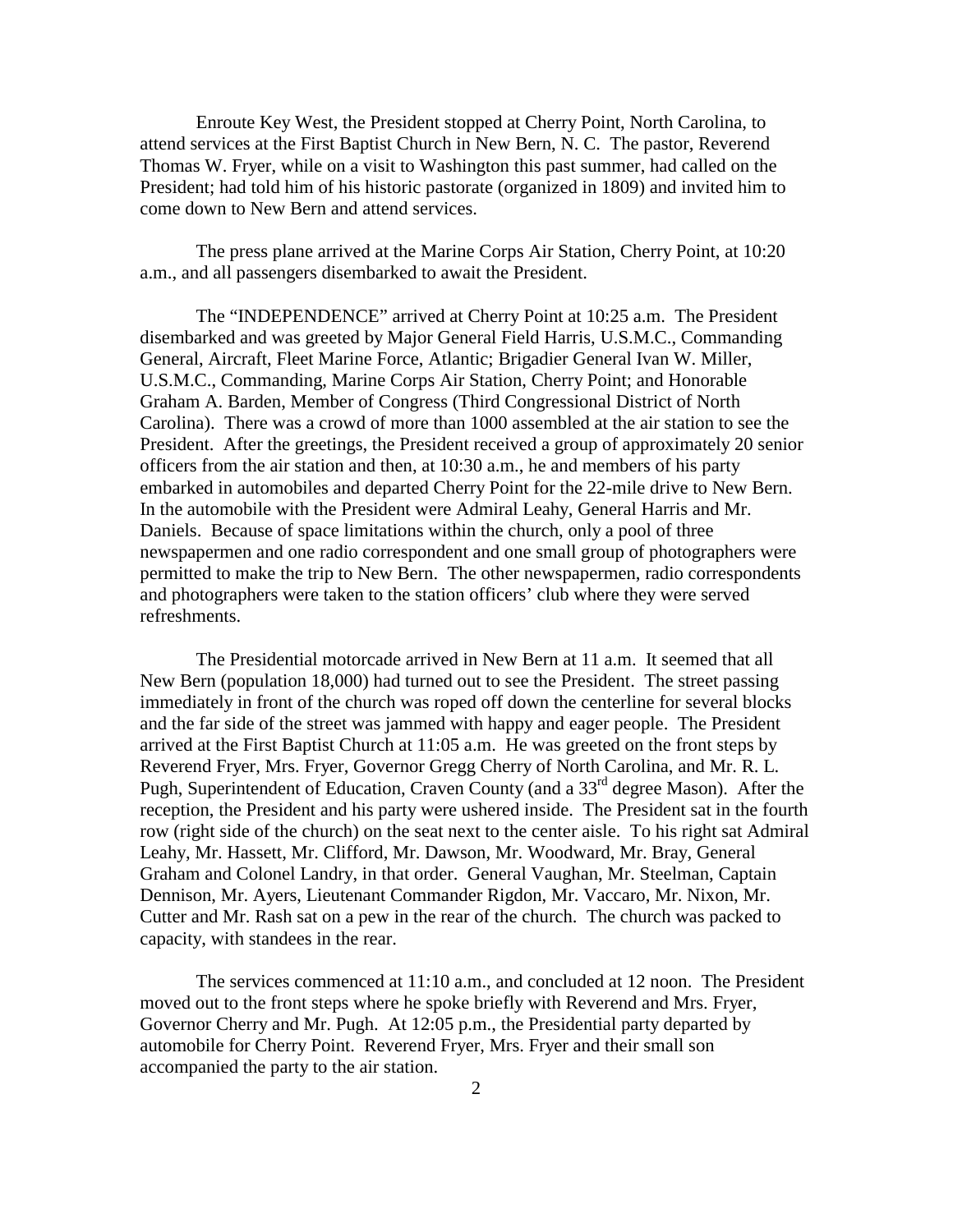Enroute Key West, the President stopped at Cherry Point, North Carolina, to attend services at the First Baptist Church in New Bern, N. C. The pastor, Reverend Thomas W. Fryer, while on a visit to Washington this past summer, had called on the President; had told him of his historic pastorate (organized in 1809) and invited him to come down to New Bern and attend services.

The press plane arrived at the Marine Corps Air Station, Cherry Point, at 10:20 a.m., and all passengers disembarked to await the President.

The "INDEPENDENCE" arrived at Cherry Point at 10:25 a.m. The President disembarked and was greeted by Major General Field Harris, U.S.M.C., Commanding General, Aircraft, Fleet Marine Force, Atlantic; Brigadier General Ivan W. Miller, U.S.M.C., Commanding, Marine Corps Air Station, Cherry Point; and Honorable Graham A. Barden, Member of Congress (Third Congressional District of North Carolina). There was a crowd of more than 1000 assembled at the air station to see the President. After the greetings, the President received a group of approximately 20 senior officers from the air station and then, at 10:30 a.m., he and members of his party embarked in automobiles and departed Cherry Point for the 22-mile drive to New Bern. In the automobile with the President were Admiral Leahy, General Harris and Mr. Daniels. Because of space limitations within the church, only a pool of three newspapermen and one radio correspondent and one small group of photographers were permitted to make the trip to New Bern. The other newspapermen, radio correspondents and photographers were taken to the station officers' club where they were served refreshments.

The Presidential motorcade arrived in New Bern at 11 a.m. It seemed that all New Bern (population 18,000) had turned out to see the President. The street passing immediately in front of the church was roped off down the centerline for several blocks and the far side of the street was jammed with happy and eager people. The President arrived at the First Baptist Church at 11:05 a.m. He was greeted on the front steps by Reverend Fryer, Mrs. Fryer, Governor Gregg Cherry of North Carolina, and Mr. R. L. Pugh, Superintendent of Education, Craven County (and a 33rd degree Mason). After the reception, the President and his party were ushered inside. The President sat in the fourth row (right side of the church) on the seat next to the center aisle. To his right sat Admiral Leahy, Mr. Hassett, Mr. Clifford, Mr. Dawson, Mr. Woodward, Mr. Bray, General Graham and Colonel Landry, in that order. General Vaughan, Mr. Steelman, Captain Dennison, Mr. Ayers, Lieutenant Commander Rigdon, Mr. Vaccaro, Mr. Nixon, Mr. Cutter and Mr. Rash sat on a pew in the rear of the church. The church was packed to capacity, with standees in the rear.

The services commenced at 11:10 a.m., and concluded at 12 noon. The President moved out to the front steps where he spoke briefly with Reverend and Mrs. Fryer, Governor Cherry and Mr. Pugh. At 12:05 p.m., the Presidential party departed by automobile for Cherry Point. Reverend Fryer, Mrs. Fryer and their small son accompanied the party to the air station.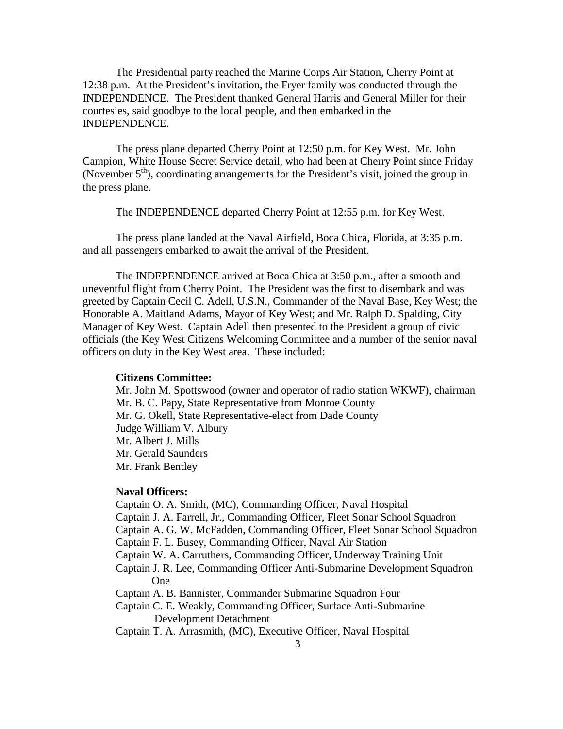The Presidential party reached the Marine Corps Air Station, Cherry Point at 12:38 p.m. At the President's invitation, the Fryer family was conducted through the INDEPENDENCE. The President thanked General Harris and General Miller for their courtesies, said goodbye to the local people, and then embarked in the INDEPENDENCE.

The press plane departed Cherry Point at 12:50 p.m. for Key West. Mr. John Campion, White House Secret Service detail, who had been at Cherry Point since Friday (November 5th), coordinating arrangements for the President's visit, joined the group in the press plane.

The INDEPENDENCE departed Cherry Point at 12:55 p.m. for Key West.

The press plane landed at the Naval Airfield, Boca Chica, Florida, at 3:35 p.m. and all passengers embarked to await the arrival of the President.

The INDEPENDENCE arrived at Boca Chica at 3:50 p.m., after a smooth and uneventful flight from Cherry Point. The President was the first to disembark and was greeted by Captain Cecil C. Adell, U.S.N., Commander of the Naval Base, Key West; the Honorable A. Maitland Adams, Mayor of Key West; and Mr. Ralph D. Spalding, City Manager of Key West. Captain Adell then presented to the President a group of civic officials (the Key West Citizens Welcoming Committee and a number of the senior naval officers on duty in the Key West area. These included:

**Citizens Committee:**

Mr. John M. Spottswood (owner and operator of radio station WKWF), chairman
Mr. B. C. Papy, State Representative from Monroe County
Mr. G. Okell, State Representative-elect from Dade County
Judge William V. Albury
Mr. Albert J. Mills
Mr. Gerald Saunders
Mr. Frank Bentley

**Naval Officers:**

Captain O. A. Smith, (MC), Commanding Officer, Naval Hospital
Captain J. A. Farrell, Jr., Commanding Officer, Fleet Sonar School Squadron
Captain A. G. W. McFadden, Commanding Officer, Fleet Sonar School Squadron
Captain F. L. Busey, Commanding Officer, Naval Air Station
Captain W. A. Carruthers, Commanding Officer, Underway Training Unit
Captain J. R. Lee, Commanding Officer Anti-Submarine Development Squadron One
Captain A. B. Bannister, Commander Submarine Squadron Four
Captain C. E. Weakly, Commanding Officer, Surface Anti-Submarine Development Detachment
Captain T. A. Arrasmith, (MC), Executive Officer, Naval Hospital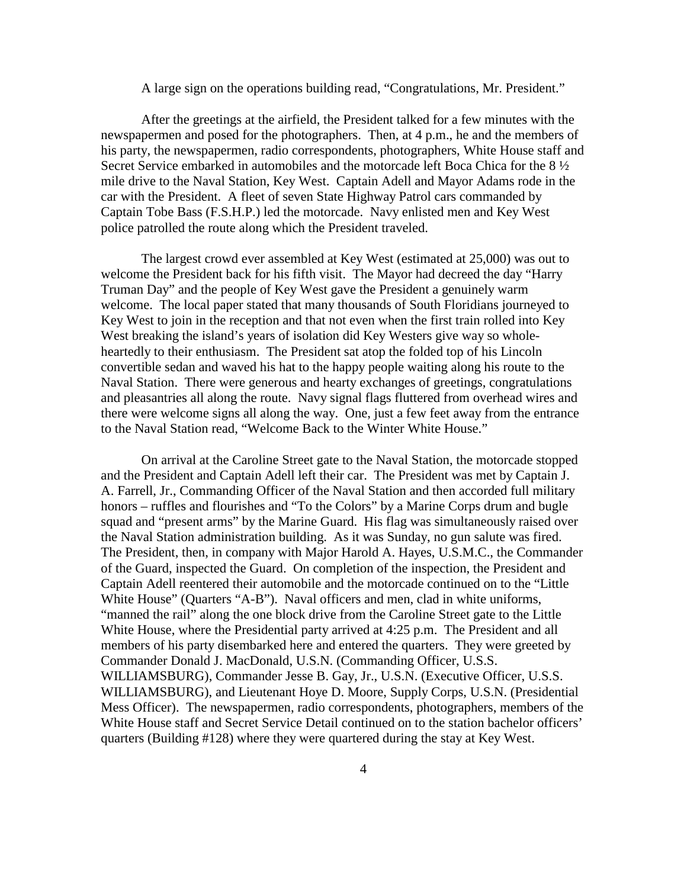A large sign on the operations building read, "Congratulations, Mr. President."

After the greetings at the airfield, the President talked for a few minutes with the newspapermen and posed for the photographers. Then, at 4 p.m., he and the members of his party, the newspapermen, radio correspondents, photographers, White House staff and Secret Service embarked in automobiles and the motorcade left Boca Chica for the 8 ½ mile drive to the Naval Station, Key West. Captain Adell and Mayor Adams rode in the car with the President. A fleet of seven State Highway Patrol cars commanded by Captain Tobe Bass (F.S.H.P.) led the motorcade. Navy enlisted men and Key West police patrolled the route along which the President traveled.

The largest crowd ever assembled at Key West (estimated at 25,000) was out to welcome the President back for his fifth visit. The Mayor had decreed the day "Harry Truman Day" and the people of Key West gave the President a genuinely warm welcome. The local paper stated that many thousands of South Floridians journeyed to Key West to join in the reception and that not even when the first train rolled into Key West breaking the island's years of isolation did Key Westers give way so whole-heartedly to their enthusiasm. The President sat atop the folded top of his Lincoln convertible sedan and waved his hat to the happy people waiting along his route to the Naval Station. There were generous and hearty exchanges of greetings, congratulations and pleasantries all along the route. Navy signal flags fluttered from overhead wires and there were welcome signs all along the way. One, just a few feet away from the entrance to the Naval Station read, "Welcome Back to the Winter White House."

On arrival at the Caroline Street gate to the Naval Station, the motorcade stopped and the President and Captain Adell left their car. The President was met by Captain J. A. Farrell, Jr., Commanding Officer of the Naval Station and then accorded full military honors – ruffles and flourishes and "To the Colors" by a Marine Corps drum and bugle squad and "present arms" by the Marine Guard. His flag was simultaneously raised over the Naval Station administration building. As it was Sunday, no gun salute was fired. The President, then, in company with Major Harold A. Hayes, U.S.M.C., the Commander of the Guard, inspected the Guard. On completion of the inspection, the President and Captain Adell reentered their automobile and the motorcade continued on to the "Little White House" (Quarters "A-B"). Naval officers and men, clad in white uniforms, "manned the rail" along the one block drive from the Caroline Street gate to the Little White House, where the Presidential party arrived at 4:25 p.m. The President and all members of his party disembarked here and entered the quarters. They were greeted by Commander Donald J. MacDonald, U.S.N. (Commanding Officer, U.S.S. WILLIAMSBURG), Commander Jesse B. Gay, Jr., U.S.N. (Executive Officer, U.S.S. WILLIAMSBURG), and Lieutenant Hoye D. Moore, Supply Corps, U.S.N. (Presidential Mess Officer). The newspapermen, radio correspondents, photographers, members of the White House staff and Secret Service Detail continued on to the station bachelor officers' quarters (Building #128) where they were quartered during the stay at Key West.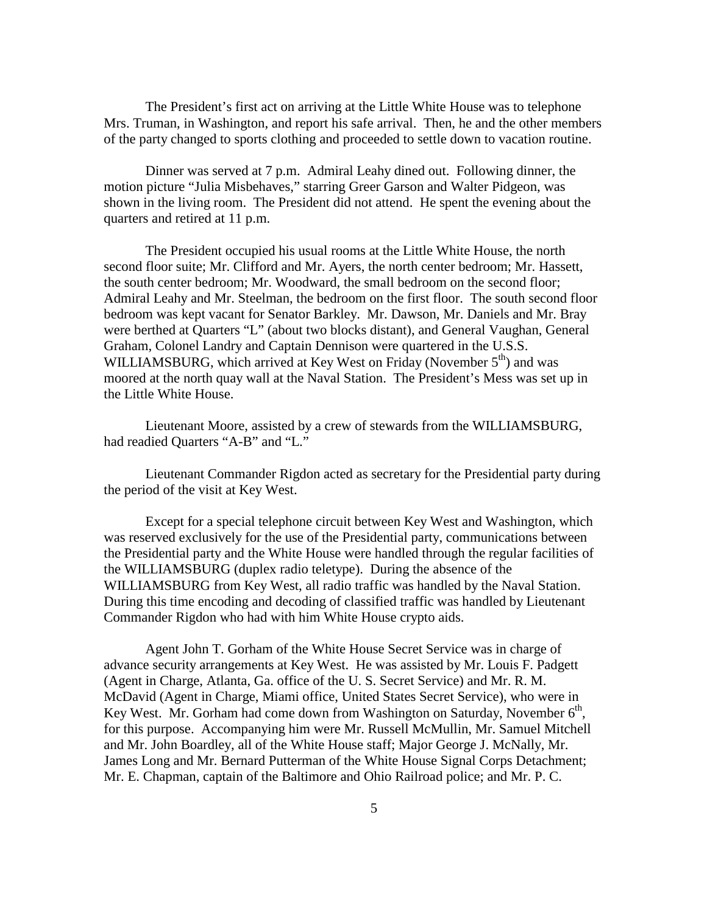The President's first act on arriving at the Little White House was to telephone Mrs. Truman, in Washington, and report his safe arrival. Then, he and the other members of the party changed to sports clothing and proceeded to settle down to vacation routine.

Dinner was served at 7 p.m. Admiral Leahy dined out. Following dinner, the motion picture "Julia Misbehaves," starring Greer Garson and Walter Pidgeon, was shown in the living room. The President did not attend. He spent the evening about the quarters and retired at 11 p.m.

The President occupied his usual rooms at the Little White House, the north second floor suite; Mr. Clifford and Mr. Ayers, the north center bedroom; Mr. Hassett, the south center bedroom; Mr. Woodward, the small bedroom on the second floor; Admiral Leahy and Mr. Steelman, the bedroom on the first floor. The south second floor bedroom was kept vacant for Senator Barkley. Mr. Dawson, Mr. Daniels and Mr. Bray were berthed at Quarters "L" (about two blocks distant), and General Vaughan, General Graham, Colonel Landry and Captain Dennison were quartered in the U.S.S. WILLIAMSBURG, which arrived at Key West on Friday (November 5th) and was moored at the north quay wall at the Naval Station. The President's Mess was set up in the Little White House.

Lieutenant Moore, assisted by a crew of stewards from the WILLIAMSBURG, had readied Quarters "A-B" and "L."

Lieutenant Commander Rigdon acted as secretary for the Presidential party during the period of the visit at Key West.

Except for a special telephone circuit between Key West and Washington, which was reserved exclusively for the use of the Presidential party, communications between the Presidential party and the White House were handled through the regular facilities of the WILLIAMSBURG (duplex radio teletype). During the absence of the WILLIAMSBURG from Key West, all radio traffic was handled by the Naval Station. During this time encoding and decoding of classified traffic was handled by Lieutenant Commander Rigdon who had with him White House crypto aids.

Agent John T. Gorham of the White House Secret Service was in charge of advance security arrangements at Key West. He was assisted by Mr. Louis F. Padgett (Agent in Charge, Atlanta, Ga. office of the U. S. Secret Service) and Mr. R. M. McDavid (Agent in Charge, Miami office, United States Secret Service), who were in Key West. Mr. Gorham had come down from Washington on Saturday, November 6th, for this purpose. Accompanying him were Mr. Russell McMullin, Mr. Samuel Mitchell and Mr. John Boardley, all of the White House staff; Major George J. McNally, Mr. James Long and Mr. Bernard Putterman of the White House Signal Corps Detachment; Mr. E. Chapman, captain of the Baltimore and Ohio Railroad police; and Mr. P. C.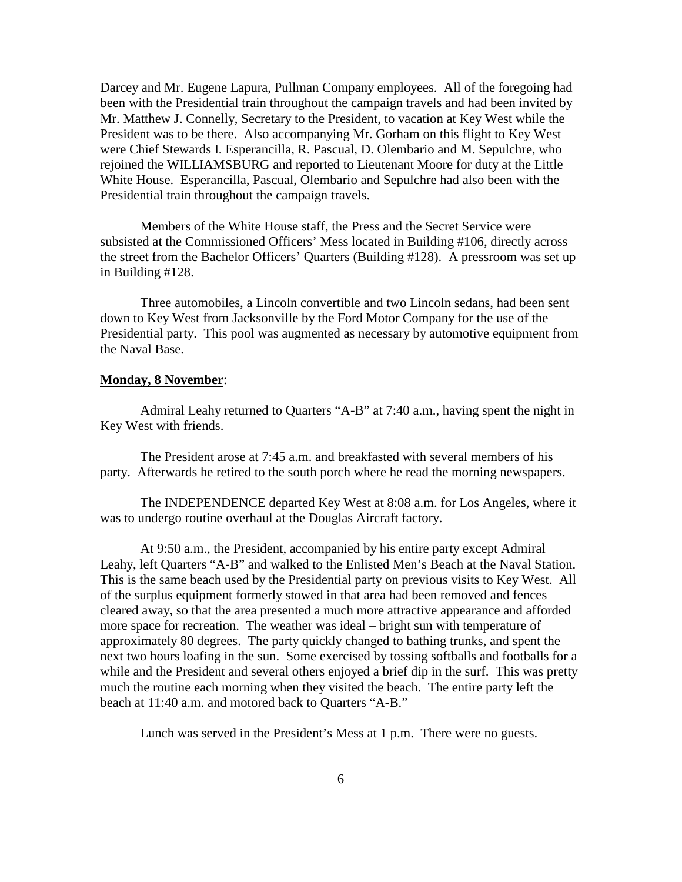Darcey and Mr. Eugene Lapura, Pullman Company employees. All of the foregoing had been with the Presidential train throughout the campaign travels and had been invited by Mr. Matthew J. Connelly, Secretary to the President, to vacation at Key West while the President was to be there. Also accompanying Mr. Gorham on this flight to Key West were Chief Stewards I. Esperancilla, R. Pascual, D. Olembario and M. Sepulchre, who rejoined the WILLIAMSBURG and reported to Lieutenant Moore for duty at the Little White House. Esperancilla, Pascual, Olembario and Sepulchre had also been with the Presidential train throughout the campaign travels.

Members of the White House staff, the Press and the Secret Service were subsisted at the Commissioned Officers' Mess located in Building #106, directly across the street from the Bachelor Officers' Quarters (Building #128). A pressroom was set up in Building #128.

Three automobiles, a Lincoln convertible and two Lincoln sedans, had been sent down to Key West from Jacksonville by the Ford Motor Company for the use of the Presidential party. This pool was augmented as necessary by automotive equipment from the Naval Base.

**Monday, 8 November**:

Admiral Leahy returned to Quarters "A-B" at 7:40 a.m., having spent the night in Key West with friends.

The President arose at 7:45 a.m. and breakfasted with several members of his party. Afterwards he retired to the south porch where he read the morning newspapers.

The INDEPENDENCE departed Key West at 8:08 a.m. for Los Angeles, where it was to undergo routine overhaul at the Douglas Aircraft factory.

At 9:50 a.m., the President, accompanied by his entire party except Admiral Leahy, left Quarters "A-B" and walked to the Enlisted Men's Beach at the Naval Station. This is the same beach used by the Presidential party on previous visits to Key West. All of the surplus equipment formerly stowed in that area had been removed and fences cleared away, so that the area presented a much more attractive appearance and afforded more space for recreation. The weather was ideal – bright sun with temperature of approximately 80 degrees. The party quickly changed to bathing trunks, and spent the next two hours loafing in the sun. Some exercised by tossing softballs and footballs for a while and the President and several others enjoyed a brief dip in the surf. This was pretty much the routine each morning when they visited the beach. The entire party left the beach at 11:40 a.m. and motored back to Quarters "A-B."

Lunch was served in the President's Mess at 1 p.m. There were no guests.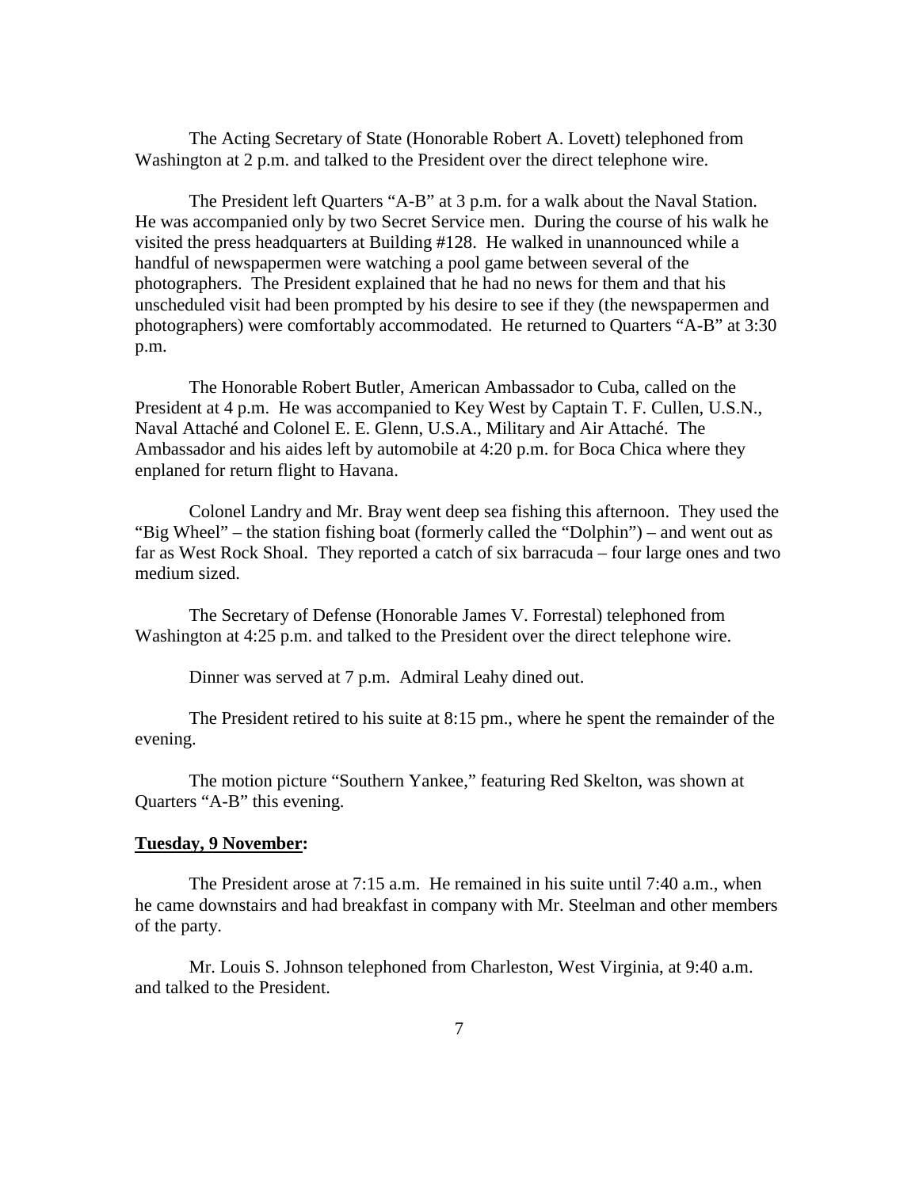The Acting Secretary of State (Honorable Robert A. Lovett) telephoned from Washington at 2 p.m. and talked to the President over the direct telephone wire.

The President left Quarters "A-B" at 3 p.m. for a walk about the Naval Station. He was accompanied only by two Secret Service men. During the course of his walk he visited the press headquarters at Building #128. He walked in unannounced while a handful of newspapermen were watching a pool game between several of the photographers. The President explained that he had no news for them and that his unscheduled visit had been prompted by his desire to see if they (the newspapermen and photographers) were comfortably accommodated. He returned to Quarters "A-B" at 3:30 p.m.

The Honorable Robert Butler, American Ambassador to Cuba, called on the President at 4 p.m. He was accompanied to Key West by Captain T. F. Cullen, U.S.N., Naval Attaché and Colonel E. E. Glenn, U.S.A., Military and Air Attaché. The Ambassador and his aides left by automobile at 4:20 p.m. for Boca Chica where they enplaned for return flight to Havana.

Colonel Landry and Mr. Bray went deep sea fishing this afternoon. They used the "Big Wheel" – the station fishing boat (formerly called the "Dolphin") – and went out as far as West Rock Shoal. They reported a catch of six barracuda – four large ones and two medium sized.

The Secretary of Defense (Honorable James V. Forrestal) telephoned from Washington at 4:25 p.m. and talked to the President over the direct telephone wire.

Dinner was served at 7 p.m. Admiral Leahy dined out.

The President retired to his suite at 8:15 pm., where he spent the remainder of the evening.

The motion picture "Southern Yankee," featuring Red Skelton, was shown at Quarters "A-B" this evening.

**Tuesday, 9 November:**

The President arose at 7:15 a.m. He remained in his suite until 7:40 a.m., when he came downstairs and had breakfast in company with Mr. Steelman and other members of the party.

Mr. Louis S. Johnson telephoned from Charleston, West Virginia, at 9:40 a.m. and talked to the President.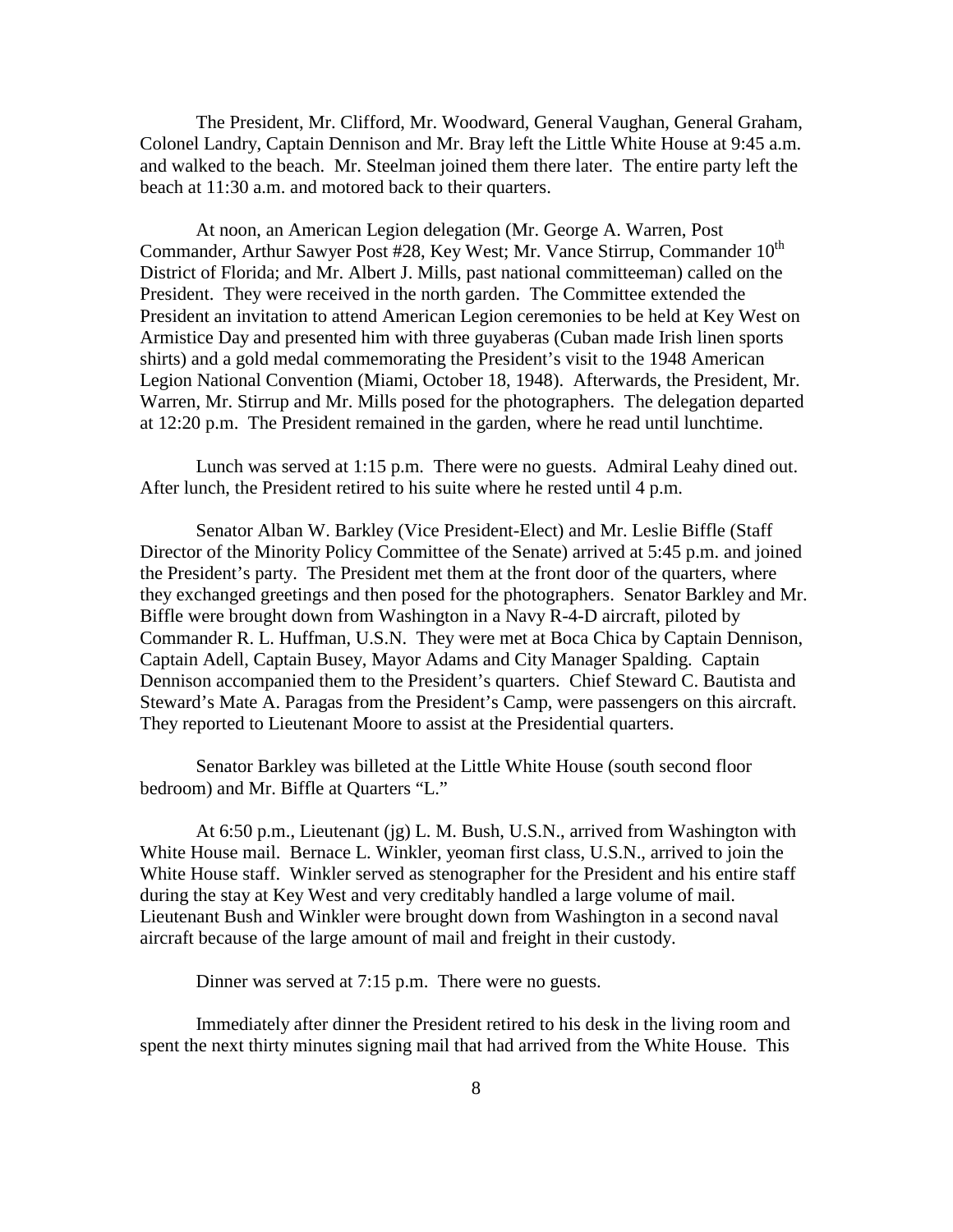The President, Mr. Clifford, Mr. Woodward, General Vaughan, General Graham, Colonel Landry, Captain Dennison and Mr. Bray left the Little White House at 9:45 a.m. and walked to the beach. Mr. Steelman joined them there later. The entire party left the beach at 11:30 a.m. and motored back to their quarters.

At noon, an American Legion delegation (Mr. George A. Warren, Post Commander, Arthur Sawyer Post #28, Key West; Mr. Vance Stirrup, Commander 10th District of Florida; and Mr. Albert J. Mills, past national committeeman) called on the President. They were received in the north garden. The Committee extended the President an invitation to attend American Legion ceremonies to be held at Key West on Armistice Day and presented him with three guyaberas (Cuban made Irish linen sports shirts) and a gold medal commemorating the President's visit to the 1948 American Legion National Convention (Miami, October 18, 1948). Afterwards, the President, Mr. Warren, Mr. Stirrup and Mr. Mills posed for the photographers. The delegation departed at 12:20 p.m. The President remained in the garden, where he read until lunchtime.

Lunch was served at 1:15 p.m. There were no guests. Admiral Leahy dined out. After lunch, the President retired to his suite where he rested until 4 p.m.

Senator Alban W. Barkley (Vice President-Elect) and Mr. Leslie Biffle (Staff Director of the Minority Policy Committee of the Senate) arrived at 5:45 p.m. and joined the President's party. The President met them at the front door of the quarters, where they exchanged greetings and then posed for the photographers. Senator Barkley and Mr. Biffle were brought down from Washington in a Navy R-4-D aircraft, piloted by Commander R. L. Huffman, U.S.N. They were met at Boca Chica by Captain Dennison, Captain Adell, Captain Busey, Mayor Adams and City Manager Spalding. Captain Dennison accompanied them to the President's quarters. Chief Steward C. Bautista and Steward's Mate A. Paragas from the President's Camp, were passengers on this aircraft. They reported to Lieutenant Moore to assist at the Presidential quarters.

Senator Barkley was billeted at the Little White House (south second floor bedroom) and Mr. Biffle at Quarters "L."

At 6:50 p.m., Lieutenant (jg) L. M. Bush, U.S.N., arrived from Washington with White House mail. Bernace L. Winkler, yeoman first class, U.S.N., arrived to join the White House staff. Winkler served as stenographer for the President and his entire staff during the stay at Key West and very creditably handled a large volume of mail. Lieutenant Bush and Winkler were brought down from Washington in a second naval aircraft because of the large amount of mail and freight in their custody.

Dinner was served at 7:15 p.m. There were no guests.

Immediately after dinner the President retired to his desk in the living room and spent the next thirty minutes signing mail that had arrived from the White House. This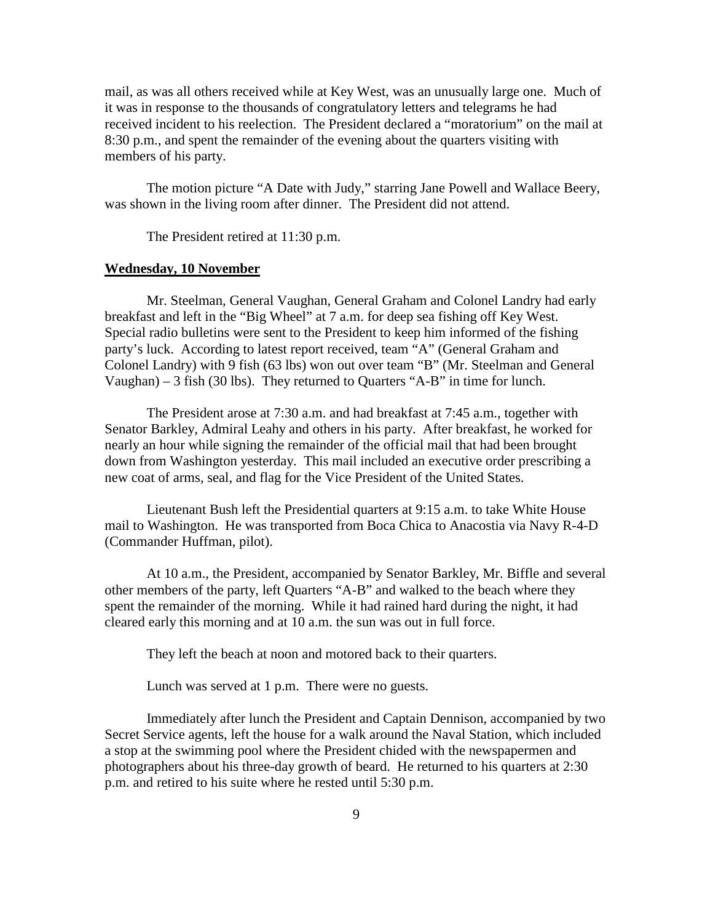mail, as was all others received while at Key West, was an unusually large one. Much of it was in response to the thousands of congratulatory letters and telegrams he had received incident to his reelection. The President declared a "moratorium" on the mail at 8:30 p.m., and spent the remainder of the evening about the quarters visiting with members of his party.

The motion picture "A Date with Judy," starring Jane Powell and Wallace Beery, was shown in the living room after dinner. The President did not attend.

The President retired at 11:30 p.m.

**Wednesday, 10 November**

Mr. Steelman, General Vaughan, General Graham and Colonel Landry had early breakfast and left in the "Big Wheel" at 7 a.m. for deep sea fishing off Key West. Special radio bulletins were sent to the President to keep him informed of the fishing party's luck. According to latest report received, team "A" (General Graham and Colonel Landry) with 9 fish (63 lbs) won out over team "B" (Mr. Steelman and General Vaughan) – 3 fish (30 lbs). They returned to Quarters "A-B" in time for lunch.

The President arose at 7:30 a.m. and had breakfast at 7:45 a.m., together with Senator Barkley, Admiral Leahy and others in his party. After breakfast, he worked for nearly an hour while signing the remainder of the official mail that had been brought down from Washington yesterday. This mail included an executive order prescribing a new coat of arms, seal, and flag for the Vice President of the United States.

Lieutenant Bush left the Presidential quarters at 9:15 a.m. to take White House mail to Washington. He was transported from Boca Chica to Anacostia via Navy R-4-D (Commander Huffman, pilot).

At 10 a.m., the President, accompanied by Senator Barkley, Mr. Biffle and several other members of the party, left Quarters "A-B" and walked to the beach where they spent the remainder of the morning. While it had rained hard during the night, it had cleared early this morning and at 10 a.m. the sun was out in full force.

They left the beach at noon and motored back to their quarters.

Lunch was served at 1 p.m. There were no guests.

Immediately after lunch the President and Captain Dennison, accompanied by two Secret Service agents, left the house for a walk around the Naval Station, which included a stop at the swimming pool where the President chided with the newspapermen and photographers about his three-day growth of beard. He returned to his quarters at 2:30 p.m. and retired to his suite where he rested until 5:30 p.m.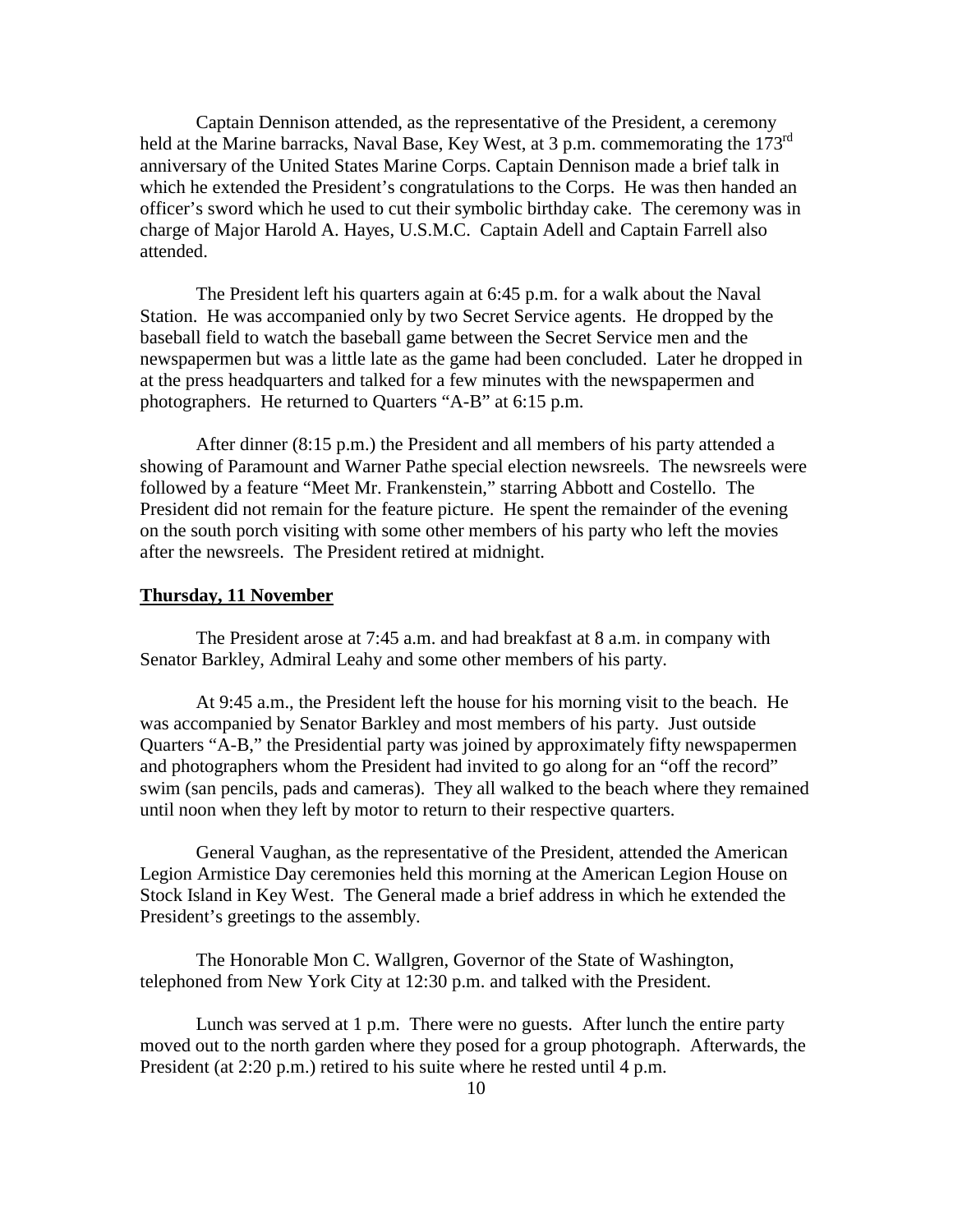Captain Dennison attended, as the representative of the President, a ceremony held at the Marine barracks, Naval Base, Key West, at 3 p.m. commemorating the 173rd anniversary of the United States Marine Corps. Captain Dennison made a brief talk in which he extended the President's congratulations to the Corps. He was then handed an officer's sword which he used to cut their symbolic birthday cake. The ceremony was in charge of Major Harold A. Hayes, U.S.M.C. Captain Adell and Captain Farrell also attended.

The President left his quarters again at 6:45 p.m. for a walk about the Naval Station. He was accompanied only by two Secret Service agents. He dropped by the baseball field to watch the baseball game between the Secret Service men and the newspapermen but was a little late as the game had been concluded. Later he dropped in at the press headquarters and talked for a few minutes with the newspapermen and photographers. He returned to Quarters "A-B" at 6:15 p.m.

After dinner (8:15 p.m.) the President and all members of his party attended a showing of Paramount and Warner Pathe special election newsreels. The newsreels were followed by a feature "Meet Mr. Frankenstein," starring Abbott and Costello. The President did not remain for the feature picture. He spent the remainder of the evening on the south porch visiting with some other members of his party who left the movies after the newsreels. The President retired at midnight.

**Thursday, 11 November**

The President arose at 7:45 a.m. and had breakfast at 8 a.m. in company with Senator Barkley, Admiral Leahy and some other members of his party.

At 9:45 a.m., the President left the house for his morning visit to the beach. He was accompanied by Senator Barkley and most members of his party. Just outside Quarters "A-B," the Presidential party was joined by approximately fifty newspapermen and photographers whom the President had invited to go along for an "off the record" swim (san pencils, pads and cameras). They all walked to the beach where they remained until noon when they left by motor to return to their respective quarters.

General Vaughan, as the representative of the President, attended the American Legion Armistice Day ceremonies held this morning at the American Legion House on Stock Island in Key West. The General made a brief address in which he extended the President's greetings to the assembly.

The Honorable Mon C. Wallgren, Governor of the State of Washington, telephoned from New York City at 12:30 p.m. and talked with the President.

Lunch was served at 1 p.m. There were no guests. After lunch the entire party moved out to the north garden where they posed for a group photograph. Afterwards, the President (at 2:20 p.m.) retired to his suite where he rested until 4 p.m.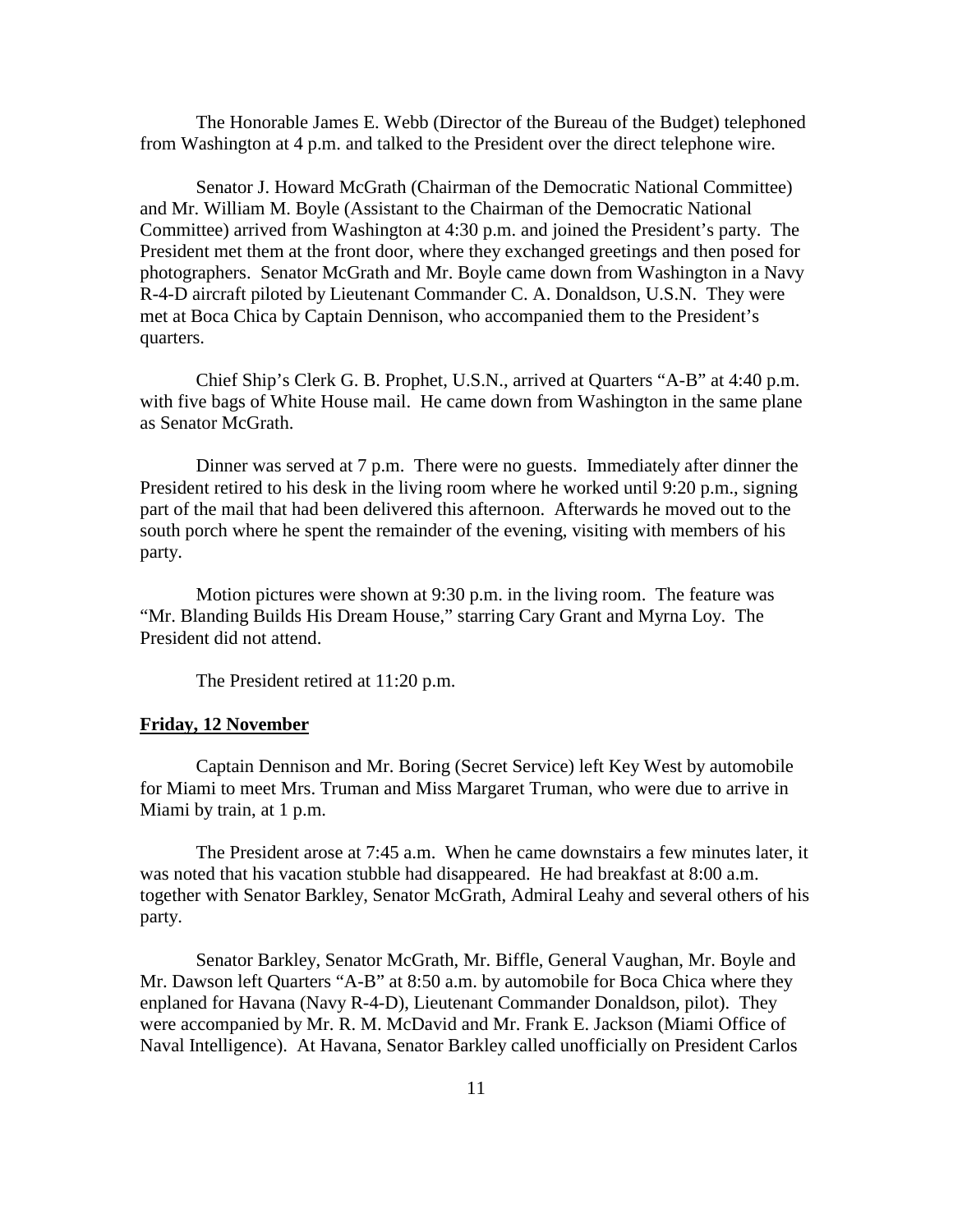The Honorable James E. Webb (Director of the Bureau of the Budget) telephoned from Washington at 4 p.m. and talked to the President over the direct telephone wire.

Senator J. Howard McGrath (Chairman of the Democratic National Committee) and Mr. William M. Boyle (Assistant to the Chairman of the Democratic National Committee) arrived from Washington at 4:30 p.m. and joined the President's party. The President met them at the front door, where they exchanged greetings and then posed for photographers. Senator McGrath and Mr. Boyle came down from Washington in a Navy R-4-D aircraft piloted by Lieutenant Commander C. A. Donaldson, U.S.N. They were met at Boca Chica by Captain Dennison, who accompanied them to the President's quarters.

Chief Ship's Clerk G. B. Prophet, U.S.N., arrived at Quarters "A-B" at 4:40 p.m. with five bags of White House mail. He came down from Washington in the same plane as Senator McGrath.

Dinner was served at 7 p.m. There were no guests. Immediately after dinner the President retired to his desk in the living room where he worked until 9:20 p.m., signing part of the mail that had been delivered this afternoon. Afterwards he moved out to the south porch where he spent the remainder of the evening, visiting with members of his party.

Motion pictures were shown at 9:30 p.m. in the living room. The feature was "Mr. Blanding Builds His Dream House," starring Cary Grant and Myrna Loy. The President did not attend.

The President retired at 11:20 p.m.

**Friday, 12 November**

Captain Dennison and Mr. Boring (Secret Service) left Key West by automobile for Miami to meet Mrs. Truman and Miss Margaret Truman, who were due to arrive in Miami by train, at 1 p.m.

The President arose at 7:45 a.m. When he came downstairs a few minutes later, it was noted that his vacation stubble had disappeared. He had breakfast at 8:00 a.m. together with Senator Barkley, Senator McGrath, Admiral Leahy and several others of his party.

Senator Barkley, Senator McGrath, Mr. Biffle, General Vaughan, Mr. Boyle and Mr. Dawson left Quarters "A-B" at 8:50 a.m. by automobile for Boca Chica where they enplaned for Havana (Navy R-4-D), Lieutenant Commander Donaldson, pilot). They were accompanied by Mr. R. M. McDavid and Mr. Frank E. Jackson (Miami Office of Naval Intelligence). At Havana, Senator Barkley called unofficially on President Carlos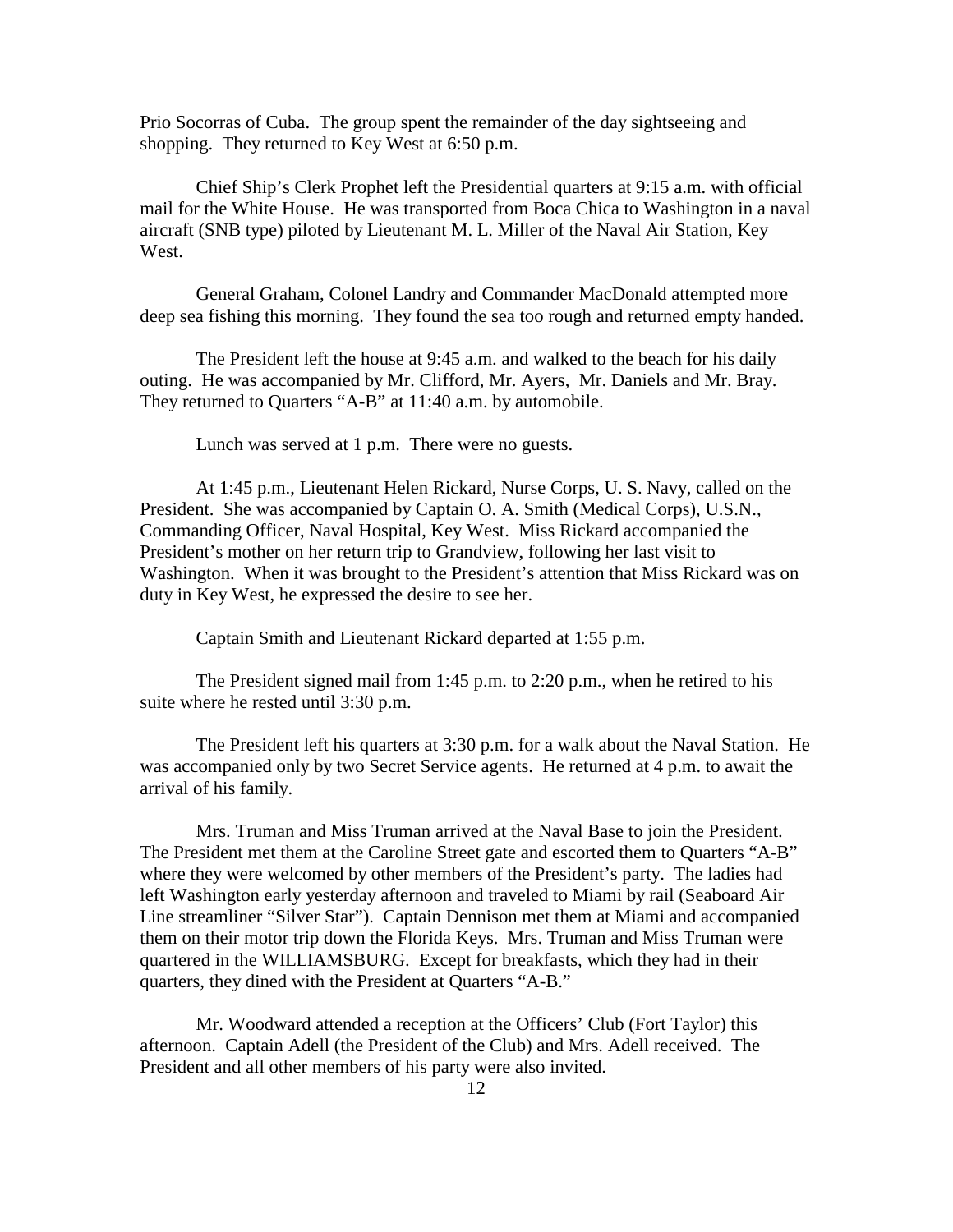Prio Socorras of Cuba. The group spent the remainder of the day sightseeing and shopping. They returned to Key West at 6:50 p.m.

Chief Ship's Clerk Prophet left the Presidential quarters at 9:15 a.m. with official mail for the White House. He was transported from Boca Chica to Washington in a naval aircraft (SNB type) piloted by Lieutenant M. L. Miller of the Naval Air Station, Key West.

General Graham, Colonel Landry and Commander MacDonald attempted more deep sea fishing this morning. They found the sea too rough and returned empty handed.

The President left the house at 9:45 a.m. and walked to the beach for his daily outing. He was accompanied by Mr. Clifford, Mr. Ayers, Mr. Daniels and Mr. Bray. They returned to Quarters "A-B" at 11:40 a.m. by automobile.

Lunch was served at 1 p.m. There were no guests.

At 1:45 p.m., Lieutenant Helen Rickard, Nurse Corps, U. S. Navy, called on the President. She was accompanied by Captain O. A. Smith (Medical Corps), U.S.N., Commanding Officer, Naval Hospital, Key West. Miss Rickard accompanied the President's mother on her return trip to Grandview, following her last visit to Washington. When it was brought to the President's attention that Miss Rickard was on duty in Key West, he expressed the desire to see her.

Captain Smith and Lieutenant Rickard departed at 1:55 p.m.

The President signed mail from 1:45 p.m. to 2:20 p.m., when he retired to his suite where he rested until 3:30 p.m.

The President left his quarters at 3:30 p.m. for a walk about the Naval Station. He was accompanied only by two Secret Service agents. He returned at 4 p.m. to await the arrival of his family.

Mrs. Truman and Miss Truman arrived at the Naval Base to join the President. The President met them at the Caroline Street gate and escorted them to Quarters "A-B" where they were welcomed by other members of the President's party. The ladies had left Washington early yesterday afternoon and traveled to Miami by rail (Seaboard Air Line streamliner "Silver Star"). Captain Dennison met them at Miami and accompanied them on their motor trip down the Florida Keys. Mrs. Truman and Miss Truman were quartered in the WILLIAMSBURG. Except for breakfasts, which they had in their quarters, they dined with the President at Quarters "A-B."

Mr. Woodward attended a reception at the Officers' Club (Fort Taylor) this afternoon. Captain Adell (the President of the Club) and Mrs. Adell received. The President and all other members of his party were also invited.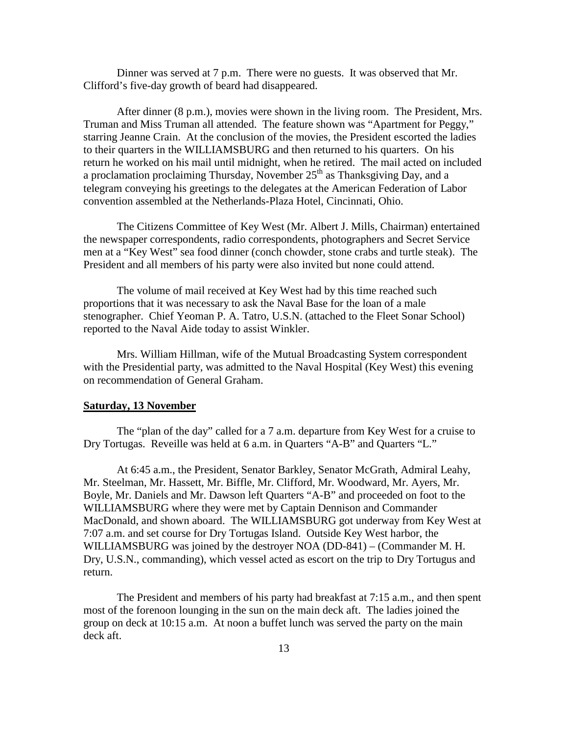Dinner was served at 7 p.m. There were no guests. It was observed that Mr. Clifford's five-day growth of beard had disappeared.

After dinner (8 p.m.), movies were shown in the living room. The President, Mrs. Truman and Miss Truman all attended. The feature shown was "Apartment for Peggy," starring Jeanne Crain. At the conclusion of the movies, the President escorted the ladies to their quarters in the WILLIAMSBURG and then returned to his quarters. On his return he worked on his mail until midnight, when he retired. The mail acted on included a proclamation proclaiming Thursday, November 25th as Thanksgiving Day, and a telegram conveying his greetings to the delegates at the American Federation of Labor convention assembled at the Netherlands-Plaza Hotel, Cincinnati, Ohio.

The Citizens Committee of Key West (Mr. Albert J. Mills, Chairman) entertained the newspaper correspondents, radio correspondents, photographers and Secret Service men at a "Key West" sea food dinner (conch chowder, stone crabs and turtle steak). The President and all members of his party were also invited but none could attend.

The volume of mail received at Key West had by this time reached such proportions that it was necessary to ask the Naval Base for the loan of a male stenographer. Chief Yeoman P. A. Tatro, U.S.N. (attached to the Fleet Sonar School) reported to the Naval Aide today to assist Winkler.

Mrs. William Hillman, wife of the Mutual Broadcasting System correspondent with the Presidential party, was admitted to the Naval Hospital (Key West) this evening on recommendation of General Graham.

## Saturday, 13 November

The "plan of the day" called for a 7 a.m. departure from Key West for a cruise to Dry Tortugas. Reveille was held at 6 a.m. in Quarters "A-B" and Quarters "L."

At 6:45 a.m., the President, Senator Barkley, Senator McGrath, Admiral Leahy, Mr. Steelman, Mr. Hassett, Mr. Biffle, Mr. Clifford, Mr. Woodward, Mr. Ayers, Mr. Boyle, Mr. Daniels and Mr. Dawson left Quarters "A-B" and proceeded on foot to the WILLIAMSBURG where they were met by Captain Dennison and Commander MacDonald, and shown aboard. The WILLIAMSBURG got underway from Key West at 7:07 a.m. and set course for Dry Tortugas Island. Outside Key West harbor, the WILLIAMSBURG was joined by the destroyer NOA (DD-841) – (Commander M. H. Dry, U.S.N., commanding), which vessel acted as escort on the trip to Dry Tortugus and return.

The President and members of his party had breakfast at 7:15 a.m., and then spent most of the forenoon lounging in the sun on the main deck aft. The ladies joined the group on deck at 10:15 a.m. At noon a buffet lunch was served the party on the main deck aft.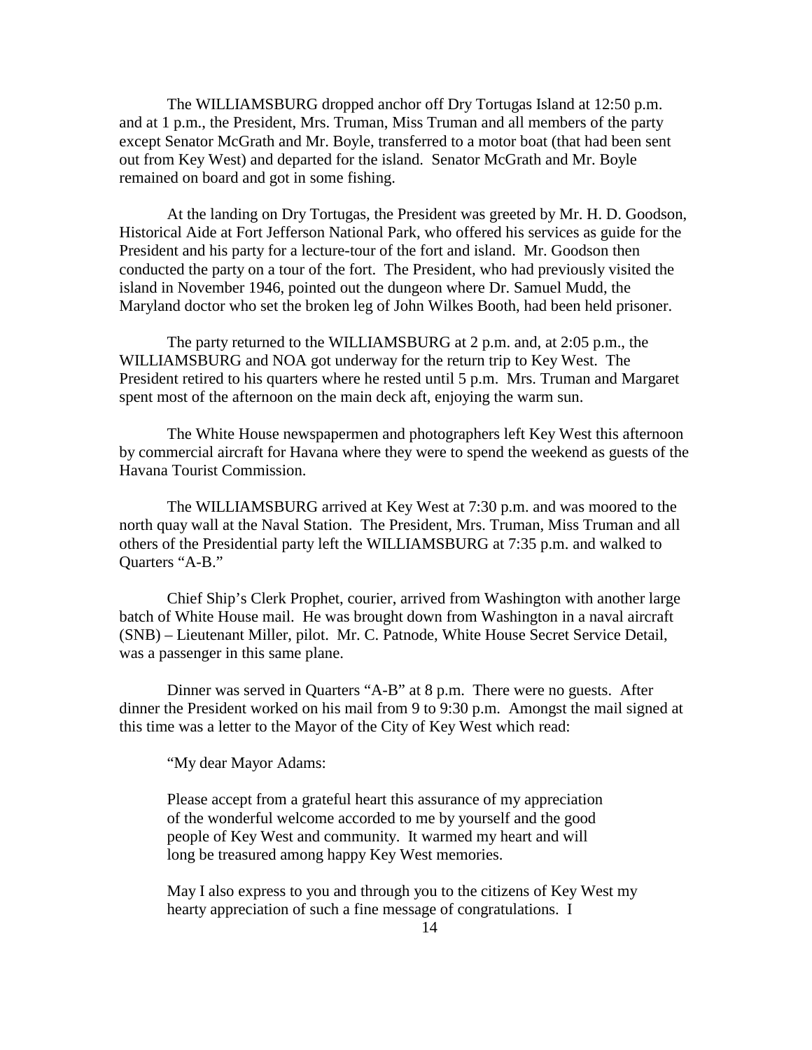The WILLIAMSBURG dropped anchor off Dry Tortugas Island at 12:50 p.m. and at 1 p.m., the President, Mrs. Truman, Miss Truman and all members of the party except Senator McGrath and Mr. Boyle, transferred to a motor boat (that had been sent out from Key West) and departed for the island. Senator McGrath and Mr. Boyle remained on board and got in some fishing.

At the landing on Dry Tortugas, the President was greeted by Mr. H. D. Goodson, Historical Aide at Fort Jefferson National Park, who offered his services as guide for the President and his party for a lecture-tour of the fort and island. Mr. Goodson then conducted the party on a tour of the fort. The President, who had previously visited the island in November 1946, pointed out the dungeon where Dr. Samuel Mudd, the Maryland doctor who set the broken leg of John Wilkes Booth, had been held prisoner.

The party returned to the WILLIAMSBURG at 2 p.m. and, at 2:05 p.m., the WILLIAMSBURG and NOA got underway for the return trip to Key West. The President retired to his quarters where he rested until 5 p.m. Mrs. Truman and Margaret spent most of the afternoon on the main deck aft, enjoying the warm sun.

The White House newspapermen and photographers left Key West this afternoon by commercial aircraft for Havana where they were to spend the weekend as guests of the Havana Tourist Commission.

The WILLIAMSBURG arrived at Key West at 7:30 p.m. and was moored to the north quay wall at the Naval Station. The President, Mrs. Truman, Miss Truman and all others of the Presidential party left the WILLIAMSBURG at 7:35 p.m. and walked to Quarters "A-B."

Chief Ship's Clerk Prophet, courier, arrived from Washington with another large batch of White House mail. He was brought down from Washington in a naval aircraft (SNB) – Lieutenant Miller, pilot. Mr. C. Patnode, White House Secret Service Detail, was a passenger in this same plane.

Dinner was served in Quarters "A-B" at 8 p.m. There were no guests. After dinner the President worked on his mail from 9 to 9:30 p.m. Amongst the mail signed at this time was a letter to the Mayor of the City of Key West which read:

> "My dear Mayor Adams:
>
> Please accept from a grateful heart this assurance of my appreciation of the wonderful welcome accorded to me by yourself and the good people of Key West and community. It warmed my heart and will long be treasured among happy Key West memories.
>
> May I also express to you and through you to the citizens of Key West my hearty appreciation of such a fine message of congratulations. I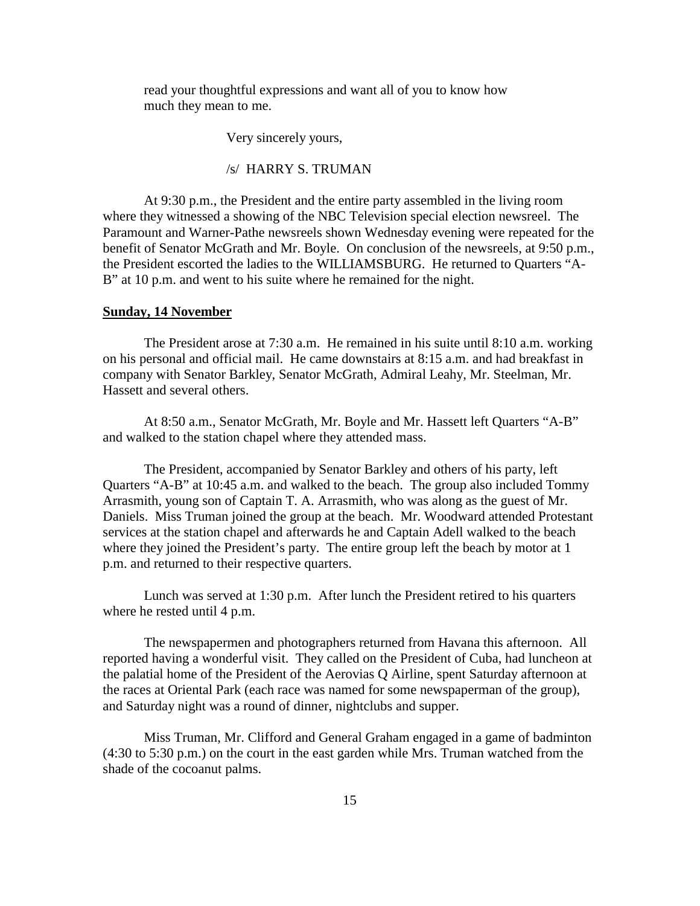read your thoughtful expressions and want all of you to know how much they mean to me.

Very sincerely yours,

/s/ HARRY S. TRUMAN

At 9:30 p.m., the President and the entire party assembled in the living room where they witnessed a showing of the NBC Television special election newsreel. The Paramount and Warner-Pathe newsreels shown Wednesday evening were repeated for the benefit of Senator McGrath and Mr. Boyle. On conclusion of the newsreels, at 9:50 p.m., the President escorted the ladies to the WILLIAMSBURG. He returned to Quarters "A-B" at 10 p.m. and went to his suite where he remained for the night.

**Sunday, 14 November**

The President arose at 7:30 a.m. He remained in his suite until 8:10 a.m. working on his personal and official mail. He came downstairs at 8:15 a.m. and had breakfast in company with Senator Barkley, Senator McGrath, Admiral Leahy, Mr. Steelman, Mr. Hassett and several others.

At 8:50 a.m., Senator McGrath, Mr. Boyle and Mr. Hassett left Quarters "A-B" and walked to the station chapel where they attended mass.

The President, accompanied by Senator Barkley and others of his party, left Quarters "A-B" at 10:45 a.m. and walked to the beach. The group also included Tommy Arrasmith, young son of Captain T. A. Arrasmith, who was along as the guest of Mr. Daniels. Miss Truman joined the group at the beach. Mr. Woodward attended Protestant services at the station chapel and afterwards he and Captain Adell walked to the beach where they joined the President's party. The entire group left the beach by motor at 1 p.m. and returned to their respective quarters.

Lunch was served at 1:30 p.m. After lunch the President retired to his quarters where he rested until 4 p.m.

The newspapermen and photographers returned from Havana this afternoon. All reported having a wonderful visit. They called on the President of Cuba, had luncheon at the palatial home of the President of the Aerovias Q Airline, spent Saturday afternoon at the races at Oriental Park (each race was named for some newspaperman of the group), and Saturday night was a round of dinner, nightclubs and supper.

Miss Truman, Mr. Clifford and General Graham engaged in a game of badminton (4:30 to 5:30 p.m.) on the court in the east garden while Mrs. Truman watched from the shade of the cocoanut palms.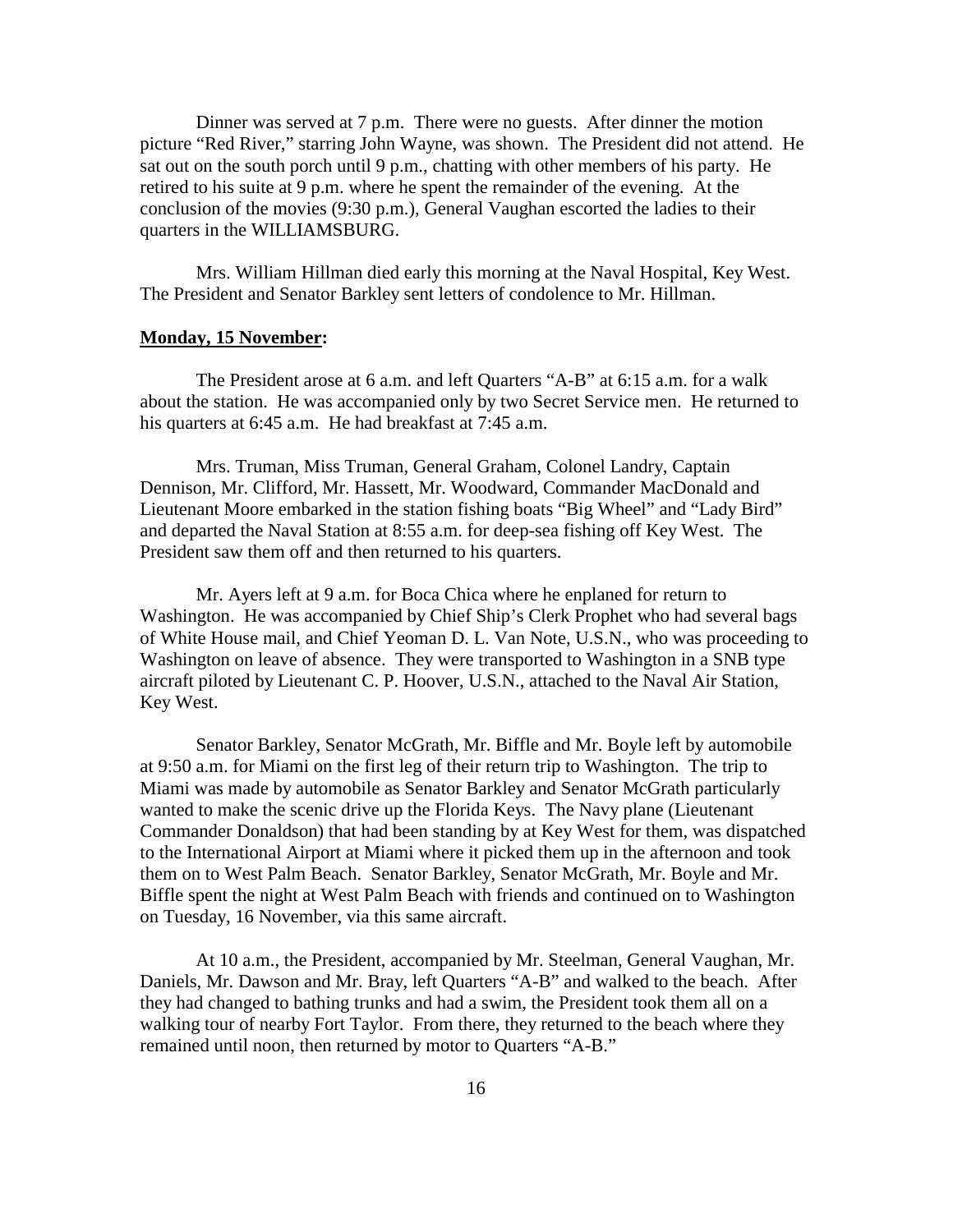Dinner was served at 7 p.m. There were no guests. After dinner the motion picture "Red River," starring John Wayne, was shown. The President did not attend. He sat out on the south porch until 9 p.m., chatting with other members of his party. He retired to his suite at 9 p.m. where he spent the remainder of the evening. At the conclusion of the movies (9:30 p.m.), General Vaughan escorted the ladies to their quarters in the WILLIAMSBURG.

Mrs. William Hillman died early this morning at the Naval Hospital, Key West. The President and Senator Barkley sent letters of condolence to Mr. Hillman.

**Monday, 15 November:**

The President arose at 6 a.m. and left Quarters "A-B" at 6:15 a.m. for a walk about the station. He was accompanied only by two Secret Service men. He returned to his quarters at 6:45 a.m. He had breakfast at 7:45 a.m.

Mrs. Truman, Miss Truman, General Graham, Colonel Landry, Captain Dennison, Mr. Clifford, Mr. Hassett, Mr. Woodward, Commander MacDonald and Lieutenant Moore embarked in the station fishing boats "Big Wheel" and "Lady Bird" and departed the Naval Station at 8:55 a.m. for deep-sea fishing off Key West. The President saw them off and then returned to his quarters.

Mr. Ayers left at 9 a.m. for Boca Chica where he enplaned for return to Washington. He was accompanied by Chief Ship's Clerk Prophet who had several bags of White House mail, and Chief Yeoman D. L. Van Note, U.S.N., who was proceeding to Washington on leave of absence. They were transported to Washington in a SNB type aircraft piloted by Lieutenant C. P. Hoover, U.S.N., attached to the Naval Air Station, Key West.

Senator Barkley, Senator McGrath, Mr. Biffle and Mr. Boyle left by automobile at 9:50 a.m. for Miami on the first leg of their return trip to Washington. The trip to Miami was made by automobile as Senator Barkley and Senator McGrath particularly wanted to make the scenic drive up the Florida Keys. The Navy plane (Lieutenant Commander Donaldson) that had been standing by at Key West for them, was dispatched to the International Airport at Miami where it picked them up in the afternoon and took them on to West Palm Beach. Senator Barkley, Senator McGrath, Mr. Boyle and Mr. Biffle spent the night at West Palm Beach with friends and continued on to Washington on Tuesday, 16 November, via this same aircraft.

At 10 a.m., the President, accompanied by Mr. Steelman, General Vaughan, Mr. Daniels, Mr. Dawson and Mr. Bray, left Quarters "A-B" and walked to the beach. After they had changed to bathing trunks and had a swim, the President took them all on a walking tour of nearby Fort Taylor. From there, they returned to the beach where they remained until noon, then returned by motor to Quarters "A-B."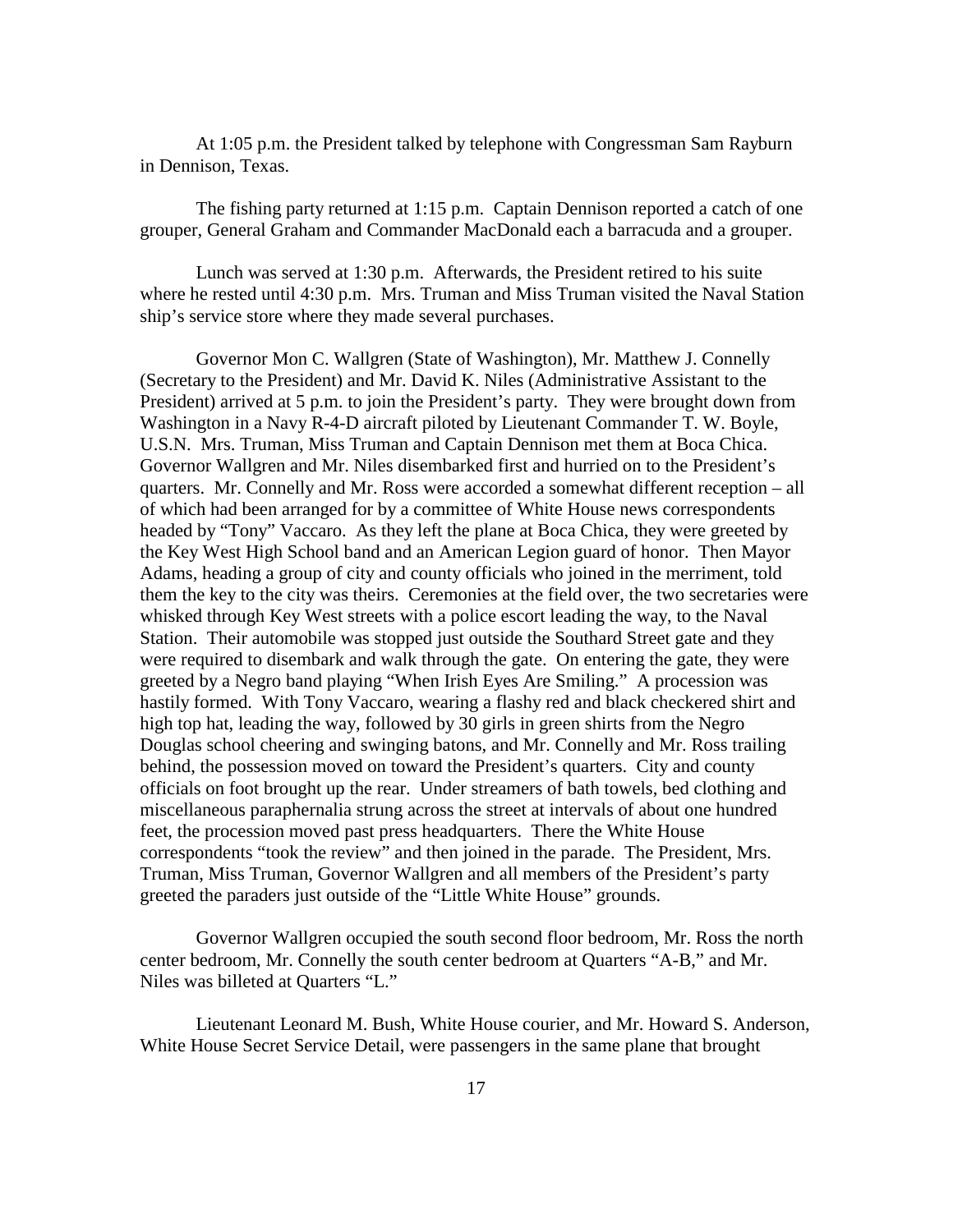At 1:05 p.m. the President talked by telephone with Congressman Sam Rayburn in Dennison, Texas.

The fishing party returned at 1:15 p.m. Captain Dennison reported a catch of one grouper, General Graham and Commander MacDonald each a barracuda and a grouper.

Lunch was served at 1:30 p.m. Afterwards, the President retired to his suite where he rested until 4:30 p.m. Mrs. Truman and Miss Truman visited the Naval Station ship's service store where they made several purchases.

Governor Mon C. Wallgren (State of Washington), Mr. Matthew J. Connelly (Secretary to the President) and Mr. David K. Niles (Administrative Assistant to the President) arrived at 5 p.m. to join the President's party. They were brought down from Washington in a Navy R-4-D aircraft piloted by Lieutenant Commander T. W. Boyle, U.S.N. Mrs. Truman, Miss Truman and Captain Dennison met them at Boca Chica. Governor Wallgren and Mr. Niles disembarked first and hurried on to the President's quarters. Mr. Connelly and Mr. Ross were accorded a somewhat different reception – all of which had been arranged for by a committee of White House news correspondents headed by "Tony" Vaccaro. As they left the plane at Boca Chica, they were greeted by the Key West High School band and an American Legion guard of honor. Then Mayor Adams, heading a group of city and county officials who joined in the merriment, told them the key to the city was theirs. Ceremonies at the field over, the two secretaries were whisked through Key West streets with a police escort leading the way, to the Naval Station. Their automobile was stopped just outside the Southard Street gate and they were required to disembark and walk through the gate. On entering the gate, they were greeted by a Negro band playing "When Irish Eyes Are Smiling." A procession was hastily formed. With Tony Vaccaro, wearing a flashy red and black checkered shirt and high top hat, leading the way, followed by 30 girls in green shirts from the Negro Douglas school cheering and swinging batons, and Mr. Connelly and Mr. Ross trailing behind, the possession moved on toward the President's quarters. City and county officials on foot brought up the rear. Under streamers of bath towels, bed clothing and miscellaneous paraphernalia strung across the street at intervals of about one hundred feet, the procession moved past press headquarters. There the White House correspondents "took the review" and then joined in the parade. The President, Mrs. Truman, Miss Truman, Governor Wallgren and all members of the President's party greeted the paraders just outside of the "Little White House" grounds.

Governor Wallgren occupied the south second floor bedroom, Mr. Ross the north center bedroom, Mr. Connelly the south center bedroom at Quarters "A-B," and Mr. Niles was billeted at Quarters "L."

Lieutenant Leonard M. Bush, White House courier, and Mr. Howard S. Anderson, White House Secret Service Detail, were passengers in the same plane that brought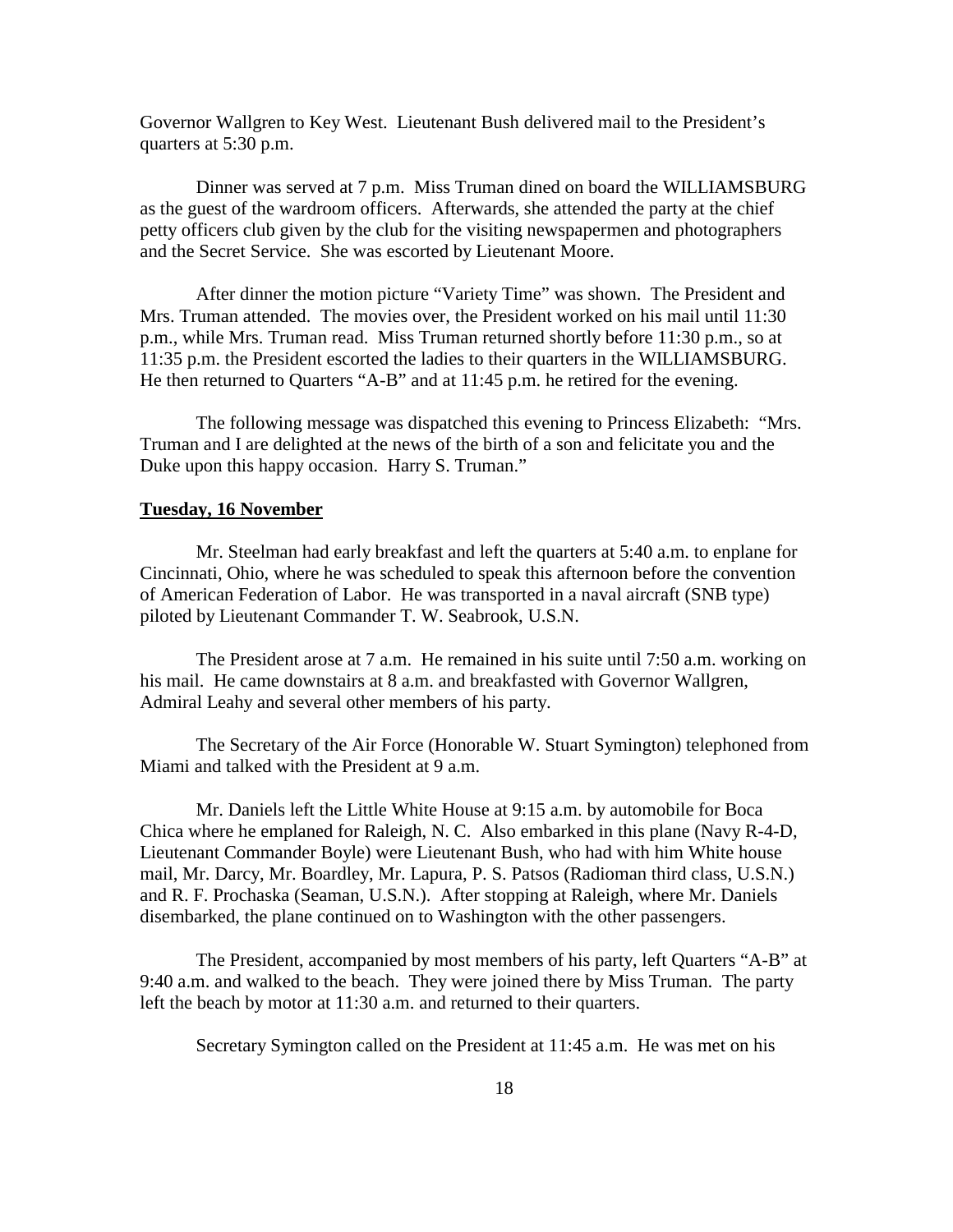Governor Wallgren to Key West. Lieutenant Bush delivered mail to the President's quarters at 5:30 p.m.

Dinner was served at 7 p.m. Miss Truman dined on board the WILLIAMSBURG as the guest of the wardroom officers. Afterwards, she attended the party at the chief petty officers club given by the club for the visiting newspapermen and photographers and the Secret Service. She was escorted by Lieutenant Moore.

After dinner the motion picture "Variety Time" was shown. The President and Mrs. Truman attended. The movies over, the President worked on his mail until 11:30 p.m., while Mrs. Truman read. Miss Truman returned shortly before 11:30 p.m., so at 11:35 p.m. the President escorted the ladies to their quarters in the WILLIAMSBURG. He then returned to Quarters "A-B" and at 11:45 p.m. he retired for the evening.

The following message was dispatched this evening to Princess Elizabeth: "Mrs. Truman and I are delighted at the news of the birth of a son and felicitate you and the Duke upon this happy occasion. Harry S. Truman."

**Tuesday, 16 November**

Mr. Steelman had early breakfast and left the quarters at 5:40 a.m. to enplane for Cincinnati, Ohio, where he was scheduled to speak this afternoon before the convention of American Federation of Labor. He was transported in a naval aircraft (SNB type) piloted by Lieutenant Commander T. W. Seabrook, U.S.N.

The President arose at 7 a.m. He remained in his suite until 7:50 a.m. working on his mail. He came downstairs at 8 a.m. and breakfasted with Governor Wallgren, Admiral Leahy and several other members of his party.

The Secretary of the Air Force (Honorable W. Stuart Symington) telephoned from Miami and talked with the President at 9 a.m.

Mr. Daniels left the Little White House at 9:15 a.m. by automobile for Boca Chica where he emplaned for Raleigh, N. C. Also embarked in this plane (Navy R-4-D, Lieutenant Commander Boyle) were Lieutenant Bush, who had with him White house mail, Mr. Darcy, Mr. Boardley, Mr. Lapura, P. S. Patsos (Radioman third class, U.S.N.) and R. F. Prochaska (Seaman, U.S.N.). After stopping at Raleigh, where Mr. Daniels disembarked, the plane continued on to Washington with the other passengers.

The President, accompanied by most members of his party, left Quarters "A-B" at 9:40 a.m. and walked to the beach. They were joined there by Miss Truman. The party left the beach by motor at 11:30 a.m. and returned to their quarters.

Secretary Symington called on the President at 11:45 a.m. He was met on his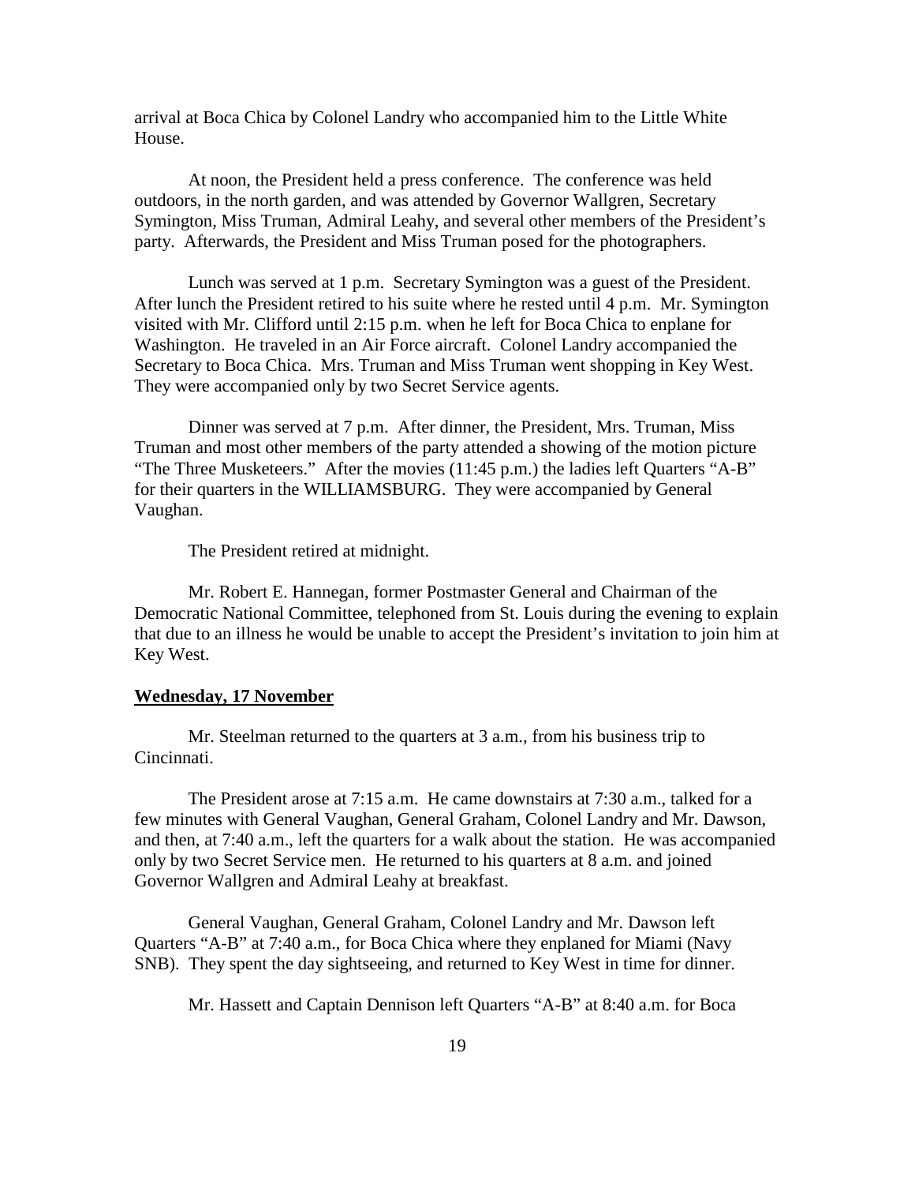arrival at Boca Chica by Colonel Landry who accompanied him to the Little White House.

At noon, the President held a press conference. The conference was held outdoors, in the north garden, and was attended by Governor Wallgren, Secretary Symington, Miss Truman, Admiral Leahy, and several other members of the President's party. Afterwards, the President and Miss Truman posed for the photographers.

Lunch was served at 1 p.m. Secretary Symington was a guest of the President. After lunch the President retired to his suite where he rested until 4 p.m. Mr. Symington visited with Mr. Clifford until 2:15 p.m. when he left for Boca Chica to enplane for Washington. He traveled in an Air Force aircraft. Colonel Landry accompanied the Secretary to Boca Chica. Mrs. Truman and Miss Truman went shopping in Key West. They were accompanied only by two Secret Service agents.

Dinner was served at 7 p.m. After dinner, the President, Mrs. Truman, Miss Truman and most other members of the party attended a showing of the motion picture "The Three Musketeers." After the movies (11:45 p.m.) the ladies left Quarters "A-B" for their quarters in the WILLIAMSBURG. They were accompanied by General Vaughan.

The President retired at midnight.

Mr. Robert E. Hannegan, former Postmaster General and Chairman of the Democratic National Committee, telephoned from St. Louis during the evening to explain that due to an illness he would be unable to accept the President's invitation to join him at Key West.

**Wednesday, 17 November**

Mr. Steelman returned to the quarters at 3 a.m., from his business trip to Cincinnati.

The President arose at 7:15 a.m. He came downstairs at 7:30 a.m., talked for a few minutes with General Vaughan, General Graham, Colonel Landry and Mr. Dawson, and then, at 7:40 a.m., left the quarters for a walk about the station. He was accompanied only by two Secret Service men. He returned to his quarters at 8 a.m. and joined Governor Wallgren and Admiral Leahy at breakfast.

General Vaughan, General Graham, Colonel Landry and Mr. Dawson left Quarters "A-B" at 7:40 a.m., for Boca Chica where they enplaned for Miami (Navy SNB). They spent the day sightseeing, and returned to Key West in time for dinner.

Mr. Hassett and Captain Dennison left Quarters "A-B" at 8:40 a.m. for Boca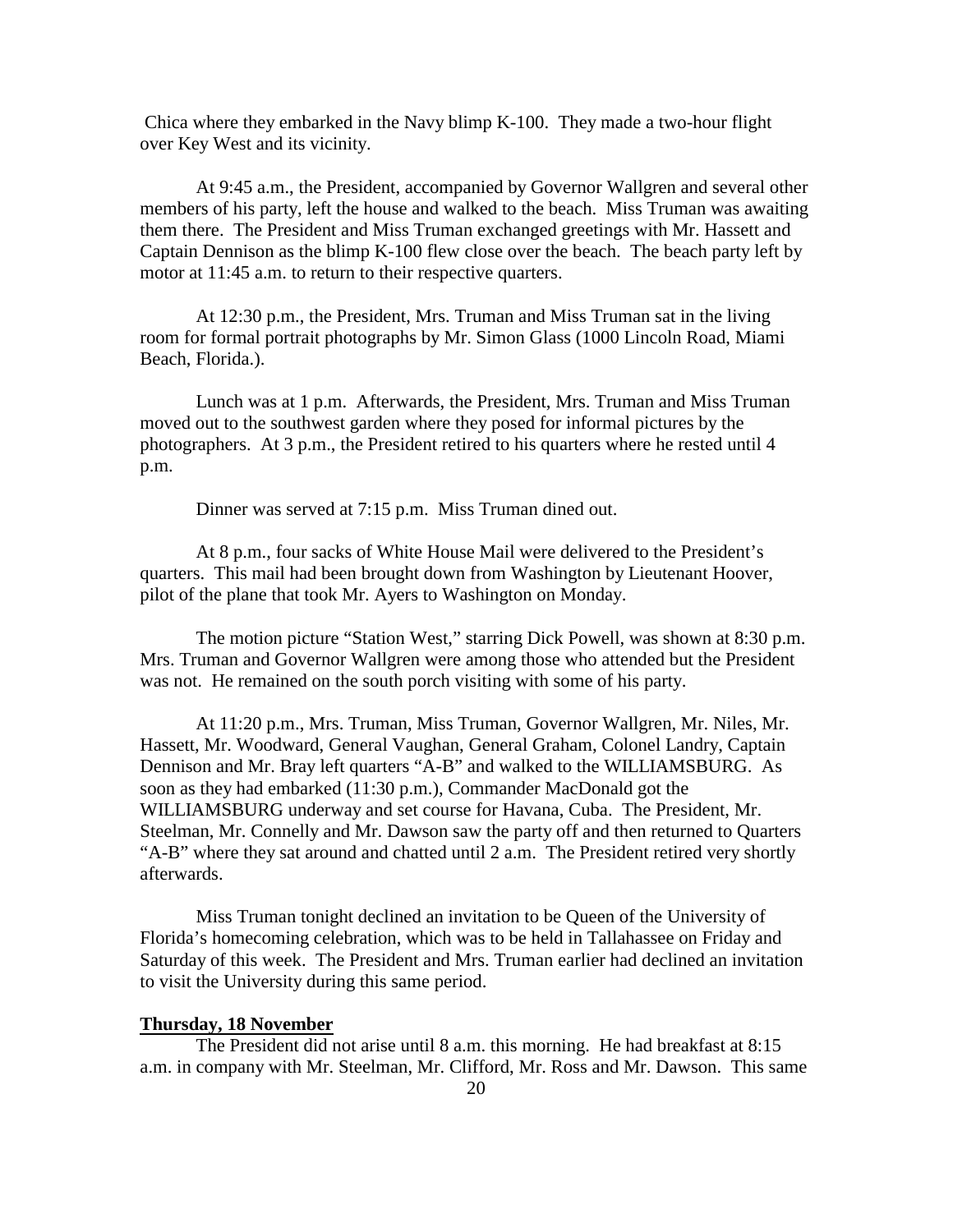Chica where they embarked in the Navy blimp K-100. They made a two-hour flight over Key West and its vicinity.

At 9:45 a.m., the President, accompanied by Governor Wallgren and several other members of his party, left the house and walked to the beach. Miss Truman was awaiting them there. The President and Miss Truman exchanged greetings with Mr. Hassett and Captain Dennison as the blimp K-100 flew close over the beach. The beach party left by motor at 11:45 a.m. to return to their respective quarters.

At 12:30 p.m., the President, Mrs. Truman and Miss Truman sat in the living room for formal portrait photographs by Mr. Simon Glass (1000 Lincoln Road, Miami Beach, Florida.).

Lunch was at 1 p.m. Afterwards, the President, Mrs. Truman and Miss Truman moved out to the southwest garden where they posed for informal pictures by the photographers. At 3 p.m., the President retired to his quarters where he rested until 4 p.m.

Dinner was served at 7:15 p.m. Miss Truman dined out.

At 8 p.m., four sacks of White House Mail were delivered to the President's quarters. This mail had been brought down from Washington by Lieutenant Hoover, pilot of the plane that took Mr. Ayers to Washington on Monday.

The motion picture "Station West," starring Dick Powell, was shown at 8:30 p.m. Mrs. Truman and Governor Wallgren were among those who attended but the President was not. He remained on the south porch visiting with some of his party.

At 11:20 p.m., Mrs. Truman, Miss Truman, Governor Wallgren, Mr. Niles, Mr. Hassett, Mr. Woodward, General Vaughan, General Graham, Colonel Landry, Captain Dennison and Mr. Bray left quarters "A-B" and walked to the WILLIAMSBURG. As soon as they had embarked (11:30 p.m.), Commander MacDonald got the WILLIAMSBURG underway and set course for Havana, Cuba. The President, Mr. Steelman, Mr. Connelly and Mr. Dawson saw the party off and then returned to Quarters "A-B" where they sat around and chatted until 2 a.m. The President retired very shortly afterwards.

Miss Truman tonight declined an invitation to be Queen of the University of Florida's homecoming celebration, which was to be held in Tallahassee on Friday and Saturday of this week. The President and Mrs. Truman earlier had declined an invitation to visit the University during this same period.

**Thursday, 18 November**

The President did not arise until 8 a.m. this morning. He had breakfast at 8:15 a.m. in company with Mr. Steelman, Mr. Clifford, Mr. Ross and Mr. Dawson. This same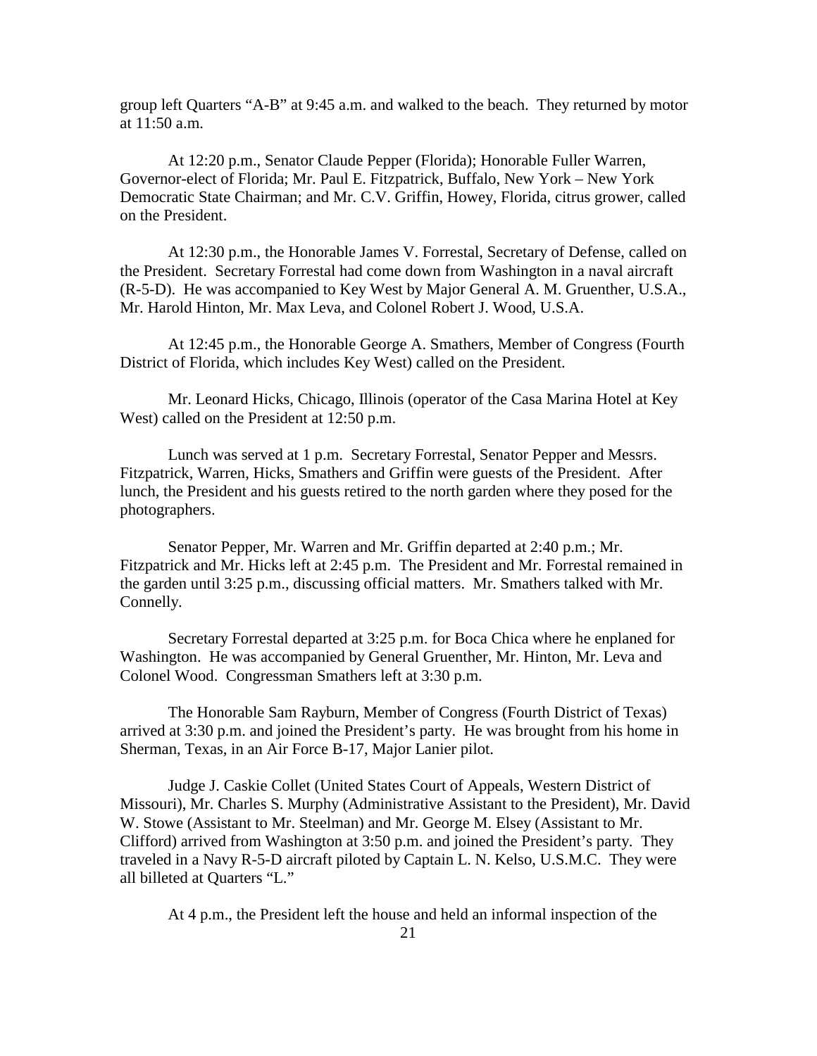group left Quarters "A-B" at 9:45 a.m. and walked to the beach. They returned by motor at 11:50 a.m.

At 12:20 p.m., Senator Claude Pepper (Florida); Honorable Fuller Warren, Governor-elect of Florida; Mr. Paul E. Fitzpatrick, Buffalo, New York – New York Democratic State Chairman; and Mr. C.V. Griffin, Howey, Florida, citrus grower, called on the President.

At 12:30 p.m., the Honorable James V. Forrestal, Secretary of Defense, called on the President. Secretary Forrestal had come down from Washington in a naval aircraft (R-5-D). He was accompanied to Key West by Major General A. M. Gruenther, U.S.A., Mr. Harold Hinton, Mr. Max Leva, and Colonel Robert J. Wood, U.S.A.

At 12:45 p.m., the Honorable George A. Smathers, Member of Congress (Fourth District of Florida, which includes Key West) called on the President.

Mr. Leonard Hicks, Chicago, Illinois (operator of the Casa Marina Hotel at Key West) called on the President at 12:50 p.m.

Lunch was served at 1 p.m. Secretary Forrestal, Senator Pepper and Messrs. Fitzpatrick, Warren, Hicks, Smathers and Griffin were guests of the President. After lunch, the President and his guests retired to the north garden where they posed for the photographers.

Senator Pepper, Mr. Warren and Mr. Griffin departed at 2:40 p.m.; Mr. Fitzpatrick and Mr. Hicks left at 2:45 p.m. The President and Mr. Forrestal remained in the garden until 3:25 p.m., discussing official matters. Mr. Smathers talked with Mr. Connelly.

Secretary Forrestal departed at 3:25 p.m. for Boca Chica where he enplaned for Washington. He was accompanied by General Gruenther, Mr. Hinton, Mr. Leva and Colonel Wood. Congressman Smathers left at 3:30 p.m.

The Honorable Sam Rayburn, Member of Congress (Fourth District of Texas) arrived at 3:30 p.m. and joined the President's party. He was brought from his home in Sherman, Texas, in an Air Force B-17, Major Lanier pilot.

Judge J. Caskie Collet (United States Court of Appeals, Western District of Missouri), Mr. Charles S. Murphy (Administrative Assistant to the President), Mr. David W. Stowe (Assistant to Mr. Steelman) and Mr. George M. Elsey (Assistant to Mr. Clifford) arrived from Washington at 3:50 p.m. and joined the President's party. They traveled in a Navy R-5-D aircraft piloted by Captain L. N. Kelso, U.S.M.C. They were all billeted at Quarters "L."

At 4 p.m., the President left the house and held an informal inspection of the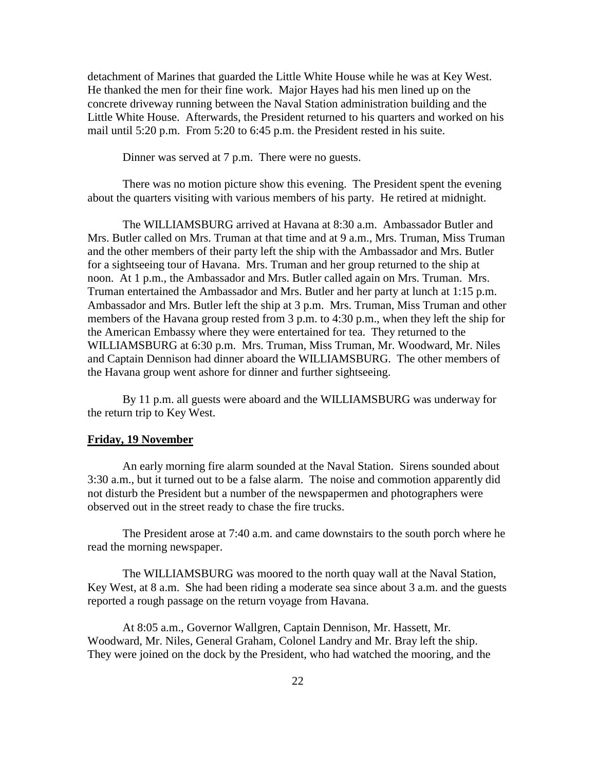detachment of Marines that guarded the Little White House while he was at Key West. He thanked the men for their fine work. Major Hayes had his men lined up on the concrete driveway running between the Naval Station administration building and the Little White House. Afterwards, the President returned to his quarters and worked on his mail until 5:20 p.m. From 5:20 to 6:45 p.m. the President rested in his suite.

Dinner was served at 7 p.m. There were no guests.

There was no motion picture show this evening. The President spent the evening about the quarters visiting with various members of his party. He retired at midnight.

The WILLIAMSBURG arrived at Havana at 8:30 a.m. Ambassador Butler and Mrs. Butler called on Mrs. Truman at that time and at 9 a.m., Mrs. Truman, Miss Truman and the other members of their party left the ship with the Ambassador and Mrs. Butler for a sightseeing tour of Havana. Mrs. Truman and her group returned to the ship at noon. At 1 p.m., the Ambassador and Mrs. Butler called again on Mrs. Truman. Mrs. Truman entertained the Ambassador and Mrs. Butler and her party at lunch at 1:15 p.m. Ambassador and Mrs. Butler left the ship at 3 p.m. Mrs. Truman, Miss Truman and other members of the Havana group rested from 3 p.m. to 4:30 p.m., when they left the ship for the American Embassy where they were entertained for tea. They returned to the WILLIAMSBURG at 6:30 p.m. Mrs. Truman, Miss Truman, Mr. Woodward, Mr. Niles and Captain Dennison had dinner aboard the WILLIAMSBURG. The other members of the Havana group went ashore for dinner and further sightseeing.

By 11 p.m. all guests were aboard and the WILLIAMSBURG was underway for the return trip to Key West.

**Friday, 19 November**

An early morning fire alarm sounded at the Naval Station. Sirens sounded about 3:30 a.m., but it turned out to be a false alarm. The noise and commotion apparently did not disturb the President but a number of the newspapermen and photographers were observed out in the street ready to chase the fire trucks.

The President arose at 7:40 a.m. and came downstairs to the south porch where he read the morning newspaper.

The WILLIAMSBURG was moored to the north quay wall at the Naval Station, Key West, at 8 a.m. She had been riding a moderate sea since about 3 a.m. and the guests reported a rough passage on the return voyage from Havana.

At 8:05 a.m., Governor Wallgren, Captain Dennison, Mr. Hassett, Mr. Woodward, Mr. Niles, General Graham, Colonel Landry and Mr. Bray left the ship. They were joined on the dock by the President, who had watched the mooring, and the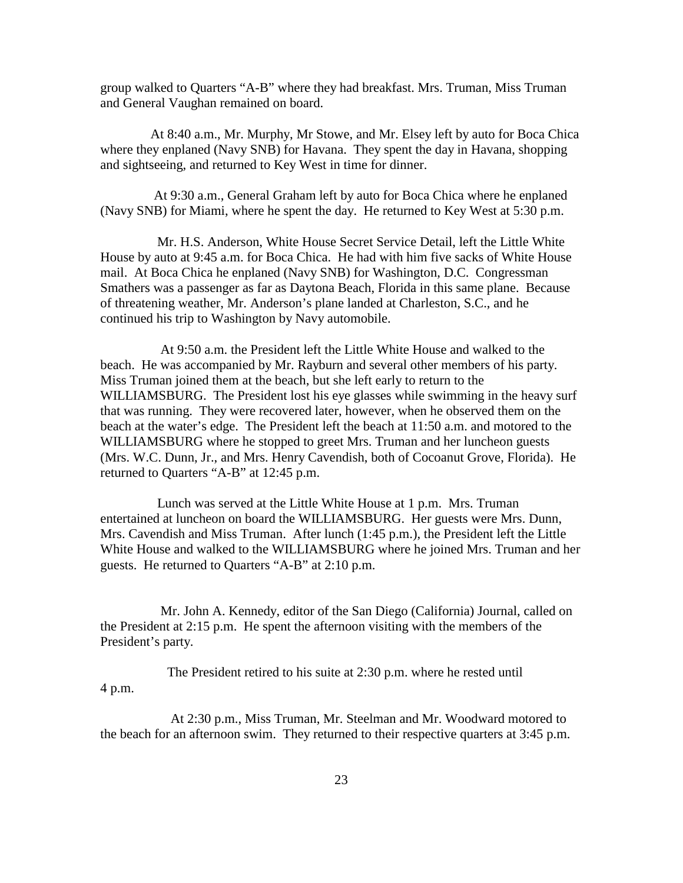group walked to Quarters "A-B" where they had breakfast. Mrs. Truman, Miss Truman and General Vaughan remained on board.

At 8:40 a.m., Mr. Murphy, Mr Stowe, and Mr. Elsey left by auto for Boca Chica where they enplaned (Navy SNB) for Havana. They spent the day in Havana, shopping and sightseeing, and returned to Key West in time for dinner.

At 9:30 a.m., General Graham left by auto for Boca Chica where he enplaned (Navy SNB) for Miami, where he spent the day. He returned to Key West at 5:30 p.m.

Mr. H.S. Anderson, White House Secret Service Detail, left the Little White House by auto at 9:45 a.m. for Boca Chica. He had with him five sacks of White House mail. At Boca Chica he enplaned (Navy SNB) for Washington, D.C. Congressman Smathers was a passenger as far as Daytona Beach, Florida in this same plane. Because of threatening weather, Mr. Anderson's plane landed at Charleston, S.C., and he continued his trip to Washington by Navy automobile.

At 9:50 a.m. the President left the Little White House and walked to the beach. He was accompanied by Mr. Rayburn and several other members of his party. Miss Truman joined them at the beach, but she left early to return to the WILLIAMSBURG. The President lost his eye glasses while swimming in the heavy surf that was running. They were recovered later, however, when he observed them on the beach at the water's edge. The President left the beach at 11:50 a.m. and motored to the WILLIAMSBURG where he stopped to greet Mrs. Truman and her luncheon guests (Mrs. W.C. Dunn, Jr., and Mrs. Henry Cavendish, both of Cocoanut Grove, Florida). He returned to Quarters "A-B" at 12:45 p.m.

Lunch was served at the Little White House at 1 p.m. Mrs. Truman entertained at luncheon on board the WILLIAMSBURG. Her guests were Mrs. Dunn, Mrs. Cavendish and Miss Truman. After lunch (1:45 p.m.), the President left the Little White House and walked to the WILLIAMSBURG where he joined Mrs. Truman and her guests. He returned to Quarters "A-B" at 2:10 p.m.

Mr. John A. Kennedy, editor of the San Diego (California) Journal, called on the President at 2:15 p.m. He spent the afternoon visiting with the members of the President's party.

The President retired to his suite at 2:30 p.m. where he rested until 4 p.m.

At 2:30 p.m., Miss Truman, Mr. Steelman and Mr. Woodward motored to the beach for an afternoon swim. They returned to their respective quarters at 3:45 p.m.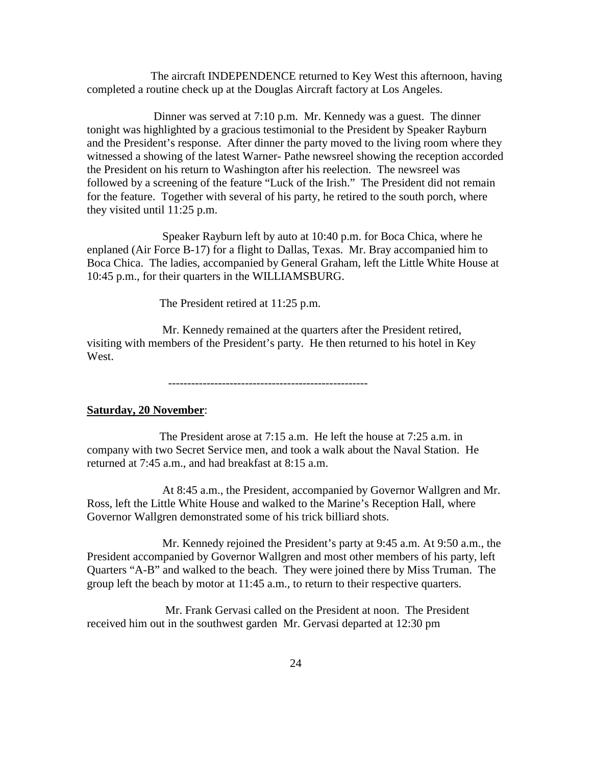The aircraft INDEPENDENCE returned to Key West this afternoon, having completed a routine check up at the Douglas Aircraft factory at Los Angeles.

Dinner was served at 7:10 p.m. Mr. Kennedy was a guest. The dinner tonight was highlighted by a gracious testimonial to the President by Speaker Rayburn and the President's response. After dinner the party moved to the living room where they witnessed a showing of the latest Warner- Pathe newsreel showing the reception accorded the President on his return to Washington after his reelection. The newsreel was followed by a screening of the feature "Luck of the Irish." The President did not remain for the feature. Together with several of his party, he retired to the south porch, where they visited until 11:25 p.m.

Speaker Rayburn left by auto at 10:40 p.m. for Boca Chica, where he enplaned (Air Force B-17) for a flight to Dallas, Texas. Mr. Bray accompanied him to Boca Chica. The ladies, accompanied by General Graham, left the Little White House at 10:45 p.m., for their quarters in the WILLIAMSBURG.

The President retired at 11:25 p.m.

Mr. Kennedy remained at the quarters after the President retired, visiting with members of the President's party. He then returned to his hotel in Key West.

---

**Saturday, 20 November**:

The President arose at 7:15 a.m. He left the house at 7:25 a.m. in company with two Secret Service men, and took a walk about the Naval Station. He returned at 7:45 a.m., and had breakfast at 8:15 a.m.

At 8:45 a.m., the President, accompanied by Governor Wallgren and Mr. Ross, left the Little White House and walked to the Marine's Reception Hall, where Governor Wallgren demonstrated some of his trick billiard shots.

Mr. Kennedy rejoined the President's party at 9:45 a.m. At 9:50 a.m., the President accompanied by Governor Wallgren and most other members of his party, left Quarters "A-B" and walked to the beach. They were joined there by Miss Truman. The group left the beach by motor at 11:45 a.m., to return to their respective quarters.

Mr. Frank Gervasi called on the President at noon. The President received him out in the southwest garden Mr. Gervasi departed at 12:30 pm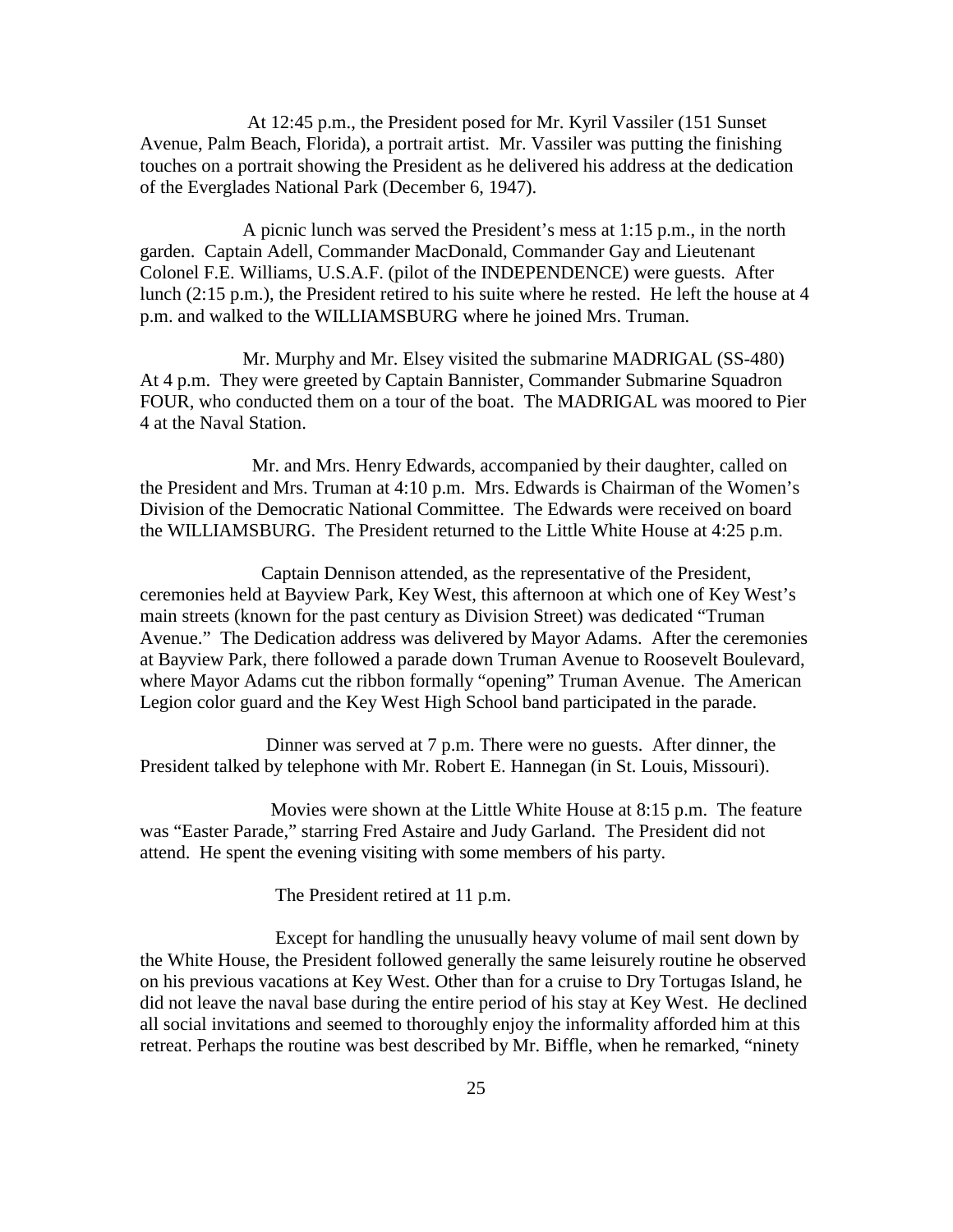At 12:45 p.m., the President posed for Mr. Kyril Vassiler (151 Sunset Avenue, Palm Beach, Florida), a portrait artist. Mr. Vassiler was putting the finishing touches on a portrait showing the President as he delivered his address at the dedication of the Everglades National Park (December 6, 1947).

A picnic lunch was served the President's mess at 1:15 p.m., in the north garden. Captain Adell, Commander MacDonald, Commander Gay and Lieutenant Colonel F.E. Williams, U.S.A.F. (pilot of the INDEPENDENCE) were guests. After lunch (2:15 p.m.), the President retired to his suite where he rested. He left the house at 4 p.m. and walked to the WILLIAMSBURG where he joined Mrs. Truman.

Mr. Murphy and Mr. Elsey visited the submarine MADRIGAL (SS-480) At 4 p.m. They were greeted by Captain Bannister, Commander Submarine Squadron FOUR, who conducted them on a tour of the boat. The MADRIGAL was moored to Pier 4 at the Naval Station.

Mr. and Mrs. Henry Edwards, accompanied by their daughter, called on the President and Mrs. Truman at 4:10 p.m. Mrs. Edwards is Chairman of the Women's Division of the Democratic National Committee. The Edwards were received on board the WILLIAMSBURG. The President returned to the Little White House at 4:25 p.m.

Captain Dennison attended, as the representative of the President, ceremonies held at Bayview Park, Key West, this afternoon at which one of Key West's main streets (known for the past century as Division Street) was dedicated "Truman Avenue." The Dedication address was delivered by Mayor Adams. After the ceremonies at Bayview Park, there followed a parade down Truman Avenue to Roosevelt Boulevard, where Mayor Adams cut the ribbon formally "opening" Truman Avenue. The American Legion color guard and the Key West High School band participated in the parade.

Dinner was served at 7 p.m. There were no guests. After dinner, the President talked by telephone with Mr. Robert E. Hannegan (in St. Louis, Missouri).

Movies were shown at the Little White House at 8:15 p.m. The feature was "Easter Parade," starring Fred Astaire and Judy Garland. The President did not attend. He spent the evening visiting with some members of his party.

The President retired at 11 p.m.

Except for handling the unusually heavy volume of mail sent down by the White House, the President followed generally the same leisurely routine he observed on his previous vacations at Key West. Other than for a cruise to Dry Tortugas Island, he did not leave the naval base during the entire period of his stay at Key West. He declined all social invitations and seemed to thoroughly enjoy the informality afforded him at this retreat. Perhaps the routine was best described by Mr. Biffle, when he remarked, "ninety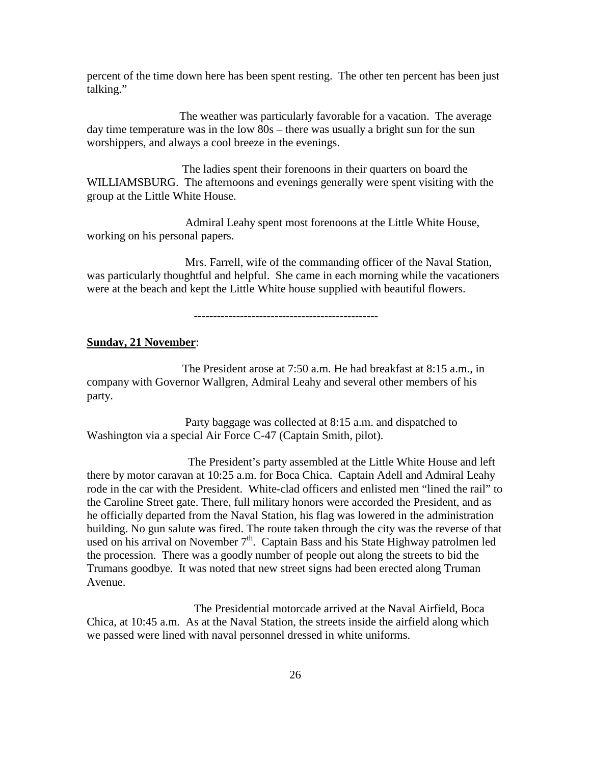percent of the time down here has been spent resting. The other ten percent has been just talking."

The weather was particularly favorable for a vacation. The average day time temperature was in the low 80s – there was usually a bright sun for the sun worshippers, and always a cool breeze in the evenings.

The ladies spent their forenoons in their quarters on board the WILLIAMSBURG. The afternoons and evenings generally were spent visiting with the group at the Little White House.

Admiral Leahy spent most forenoons at the Little White House, working on his personal papers.

Mrs. Farrell, wife of the commanding officer of the Naval Station, was particularly thoughtful and helpful. She came in each morning while the vacationers were at the beach and kept the Little White house supplied with beautiful flowers.

------------------------------------------------

**Sunday, 21 November**:

The President arose at 7:50 a.m. He had breakfast at 8:15 a.m., in company with Governor Wallgren, Admiral Leahy and several other members of his party.

Party baggage was collected at 8:15 a.m. and dispatched to Washington via a special Air Force C-47 (Captain Smith, pilot).

The President's party assembled at the Little White House and left there by motor caravan at 10:25 a.m. for Boca Chica. Captain Adell and Admiral Leahy rode in the car with the President. White-clad officers and enlisted men "lined the rail" to the Caroline Street gate. There, full military honors were accorded the President, and as he officially departed from the Naval Station, his flag was lowered in the administration building. No gun salute was fired. The route taken through the city was the reverse of that used on his arrival on November 7th. Captain Bass and his State Highway patrolmen led the procession. There was a goodly number of people out along the streets to bid the Trumans goodbye. It was noted that new street signs had been erected along Truman Avenue.

The Presidential motorcade arrived at the Naval Airfield, Boca Chica, at 10:45 a.m. As at the Naval Station, the streets inside the airfield along which we passed were lined with naval personnel dressed in white uniforms.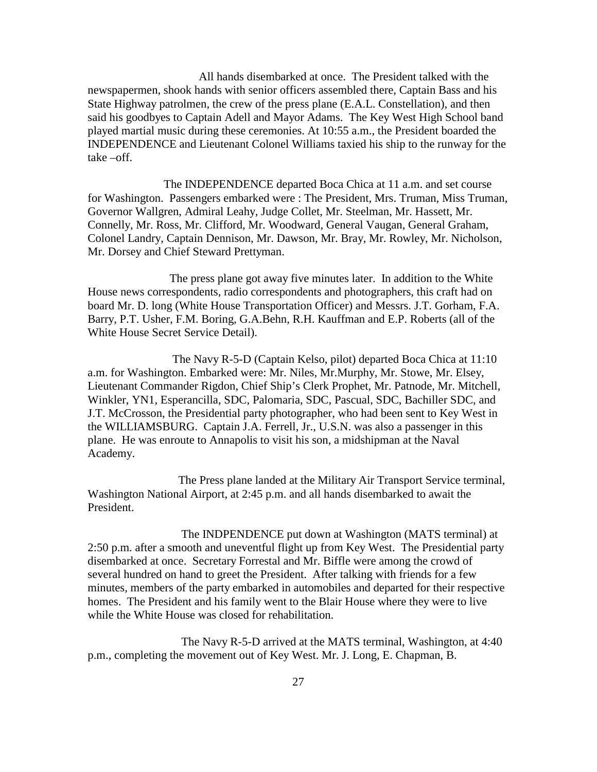All hands disembarked at once. The President talked with the newspapermen, shook hands with senior officers assembled there, Captain Bass and his State Highway patrolmen, the crew of the press plane (E.A.L. Constellation), and then said his goodbyes to Captain Adell and Mayor Adams. The Key West High School band played martial music during these ceremonies. At 10:55 a.m., the President boarded the INDEPENDENCE and Lieutenant Colonel Williams taxied his ship to the runway for the take –off.

The INDEPENDENCE departed Boca Chica at 11 a.m. and set course for Washington. Passengers embarked were : The President, Mrs. Truman, Miss Truman, Governor Wallgren, Admiral Leahy, Judge Collet, Mr. Steelman, Mr. Hassett, Mr. Connelly, Mr. Ross, Mr. Clifford, Mr. Woodward, General Vaugan, General Graham, Colonel Landry, Captain Dennison, Mr. Dawson, Mr. Bray, Mr. Rowley, Mr. Nicholson, Mr. Dorsey and Chief Steward Prettyman.

The press plane got away five minutes later. In addition to the White House news correspondents, radio correspondents and photographers, this craft had on board Mr. D. long (White House Transportation Officer) and Messrs. J.T. Gorham, F.A. Barry, P.T. Usher, F.M. Boring, G.A.Behn, R.H. Kauffman and E.P. Roberts (all of the White House Secret Service Detail).

The Navy R-5-D (Captain Kelso, pilot) departed Boca Chica at 11:10 a.m. for Washington. Embarked were: Mr. Niles, Mr.Murphy, Mr. Stowe, Mr. Elsey, Lieutenant Commander Rigdon, Chief Ship's Clerk Prophet, Mr. Patnode, Mr. Mitchell, Winkler, YN1, Esperancilla, SDC, Palomaria, SDC, Pascual, SDC, Bachiller SDC, and J.T. McCrosson, the Presidential party photographer, who had been sent to Key West in the WILLIAMSBURG. Captain J.A. Ferrell, Jr., U.S.N. was also a passenger in this plane. He was enroute to Annapolis to visit his son, a midshipman at the Naval Academy.

The Press plane landed at the Military Air Transport Service terminal, Washington National Airport, at 2:45 p.m. and all hands disembarked to await the President.

The INDPENDENCE put down at Washington (MATS terminal) at 2:50 p.m. after a smooth and uneventful flight up from Key West. The Presidential party disembarked at once. Secretary Forrestal and Mr. Biffle were among the crowd of several hundred on hand to greet the President. After talking with friends for a few minutes, members of the party embarked in automobiles and departed for their respective homes. The President and his family went to the Blair House where they were to live while the White House was closed for rehabilitation.

The Navy R-5-D arrived at the MATS terminal, Washington, at 4:40 p.m., completing the movement out of Key West. Mr. J. Long, E. Chapman, B.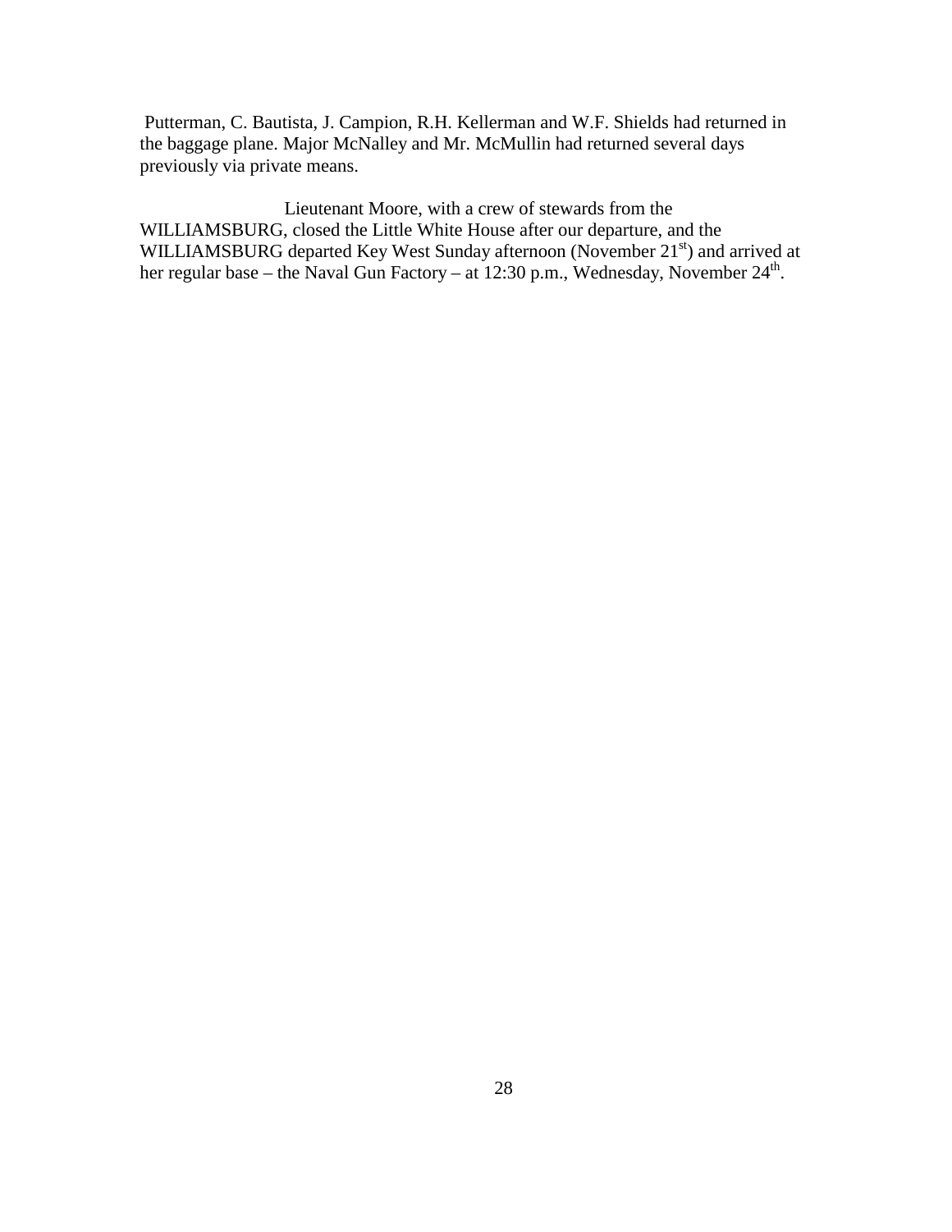Putterman, C. Bautista, J. Campion, R.H. Kellerman and W.F. Shields had returned in the baggage plane. Major McNalley and Mr. McMullin had returned several days previously via private means.

Lieutenant Moore, with a crew of stewards from the WILLIAMSBURG, closed the Little White House after our departure, and the WILLIAMSBURG departed Key West Sunday afternoon (November 21st) and arrived at her regular base – the Naval Gun Factory – at 12:30 p.m., Wednesday, November 24th.